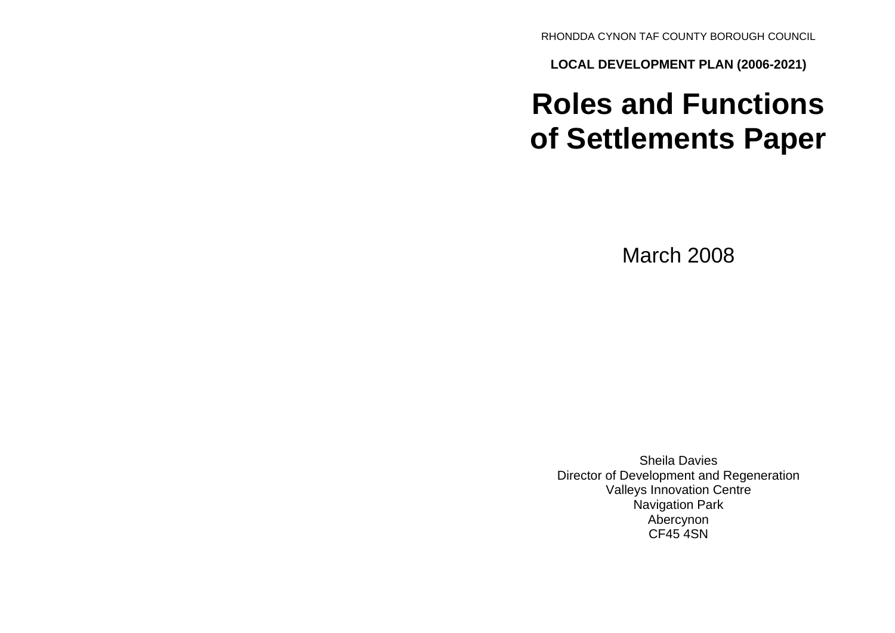RHONDDA CYNON TAF COUNTY BOROUGH COUNCIL

**LOCAL DEVELOPMENT PLAN (2006-2021)**

# Roles and Functions of Settlements Paper

March 2008

Sheila Davies
Director of Development and Regeneration
Valleys Innovation Centre
Navigation Park
Abercynon
CF45 4SN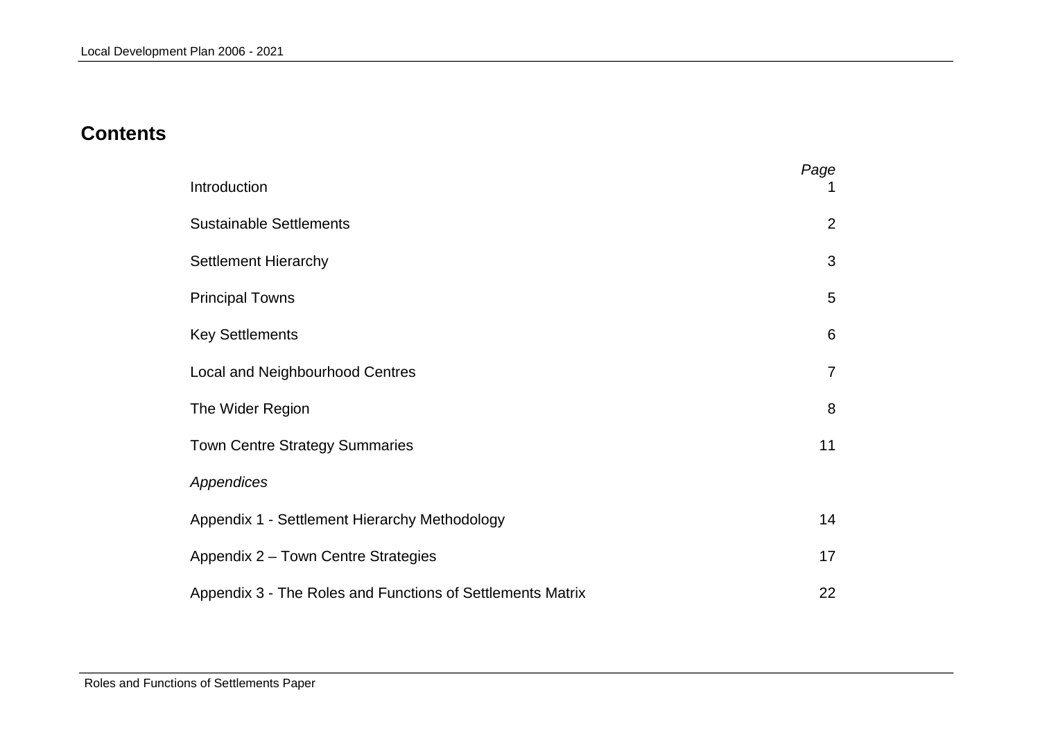# Contents

| | Page |
|---|---|
| Introduction | 1 |
| Sustainable Settlements | 2 |
| Settlement Hierarchy | 3 |
| Principal Towns | 5 |
| Key Settlements | 6 |
| Local and Neighbourhood Centres | 7 |
| The Wider Region | 8 |
| Town Centre Strategy Summaries | 11 |
| *Appendices* | |
| Appendix 1 - Settlement Hierarchy Methodology | 14 |
| Appendix 2 – Town Centre Strategies | 17 |
| Appendix 3 - The Roles and Functions of Settlements Matrix | 22 |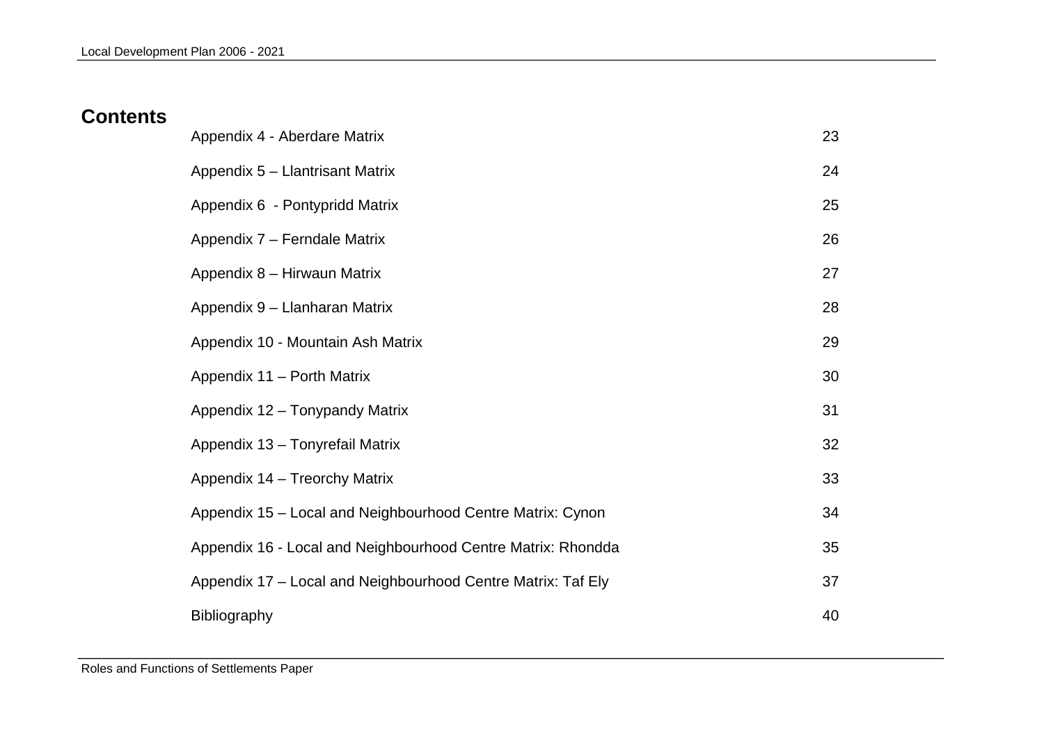## Contents

| | |
|---|---|
| Appendix 4 - Aberdare Matrix | 23 |
| Appendix 5 – Llantrisant Matrix | 24 |
| Appendix 6 - Pontypridd Matrix | 25 |
| Appendix 7 – Ferndale Matrix | 26 |
| Appendix 8 – Hirwaun Matrix | 27 |
| Appendix 9 – Llanharan Matrix | 28 |
| Appendix 10 - Mountain Ash Matrix | 29 |
| Appendix 11 – Porth Matrix | 30 |
| Appendix 12 – Tonypandy Matrix | 31 |
| Appendix 13 – Tonyrefail Matrix | 32 |
| Appendix 14 – Treorchy Matrix | 33 |
| Appendix 15 – Local and Neighbourhood Centre Matrix: Cynon | 34 |
| Appendix 16 - Local and Neighbourhood Centre Matrix: Rhondda | 35 |
| Appendix 17 – Local and Neighbourhood Centre Matrix: Taf Ely | 37 |
| Bibliography | 40 |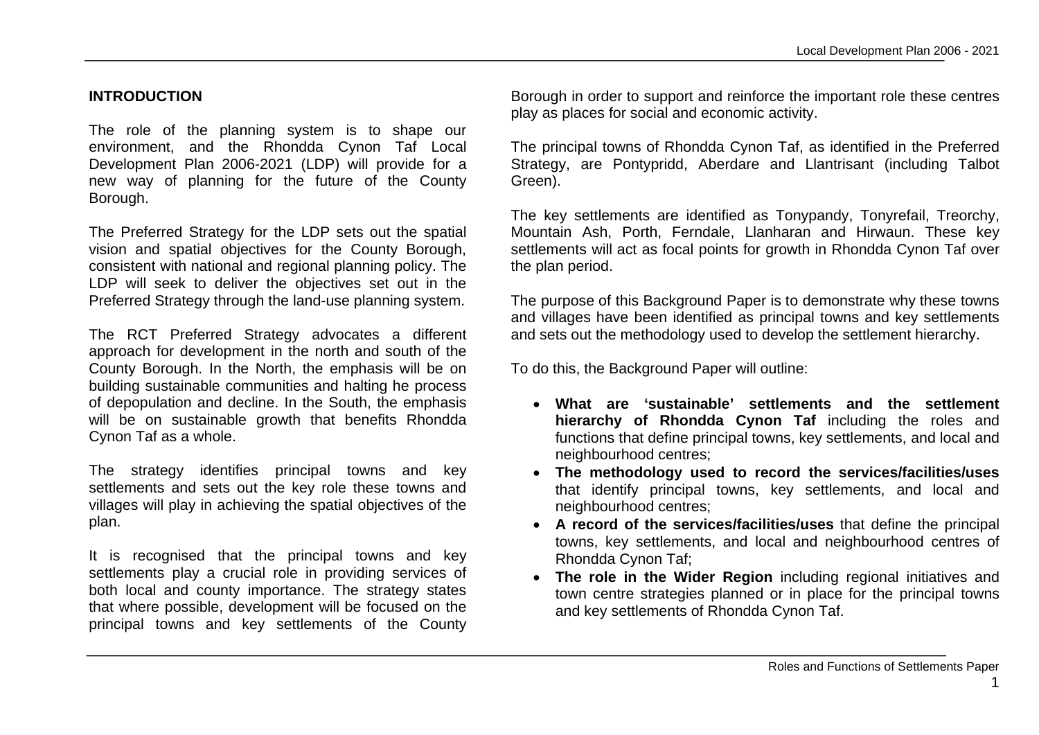## INTRODUCTION

The role of the planning system is to shape our environment, and the Rhondda Cynon Taf Local Development Plan 2006-2021 (LDP) will provide for a new way of planning for the future of the County Borough.

The Preferred Strategy for the LDP sets out the spatial vision and spatial objectives for the County Borough, consistent with national and regional planning policy. The LDP will seek to deliver the objectives set out in the Preferred Strategy through the land-use planning system.

The RCT Preferred Strategy advocates a different approach for development in the north and south of the County Borough. In the North, the emphasis will be on building sustainable communities and halting he process of depopulation and decline. In the South, the emphasis will be on sustainable growth that benefits Rhondda Cynon Taf as a whole.

The strategy identifies principal towns and key settlements and sets out the key role these towns and villages will play in achieving the spatial objectives of the plan.

It is recognised that the principal towns and key settlements play a crucial role in providing services of both local and county importance. The strategy states that where possible, development will be focused on the principal towns and key settlements of the County Borough in order to support and reinforce the important role these centres play as places for social and economic activity.

The principal towns of Rhondda Cynon Taf, as identified in the Preferred Strategy, are Pontypridd, Aberdare and Llantrisant (including Talbot Green).

The key settlements are identified as Tonypandy, Tonyrefail, Treorchy, Mountain Ash, Porth, Ferndale, Llanharan and Hirwaun. These key settlements will act as focal points for growth in Rhondda Cynon Taf over the plan period.

The purpose of this Background Paper is to demonstrate why these towns and villages have been identified as principal towns and key settlements and sets out the methodology used to develop the settlement hierarchy.

To do this, the Background Paper will outline:

- **What are 'sustainable' settlements and the settlement hierarchy of Rhondda Cynon Taf** including the roles and functions that define principal towns, key settlements, and local and neighbourhood centres;
- **The methodology used to record the services/facilities/uses** that identify principal towns, key settlements, and local and neighbourhood centres;
- **A record of the services/facilities/uses** that define the principal towns, key settlements, and local and neighbourhood centres of Rhondda Cynon Taf;
- **The role in the Wider Region** including regional initiatives and town centre strategies planned or in place for the principal towns and key settlements of Rhondda Cynon Taf.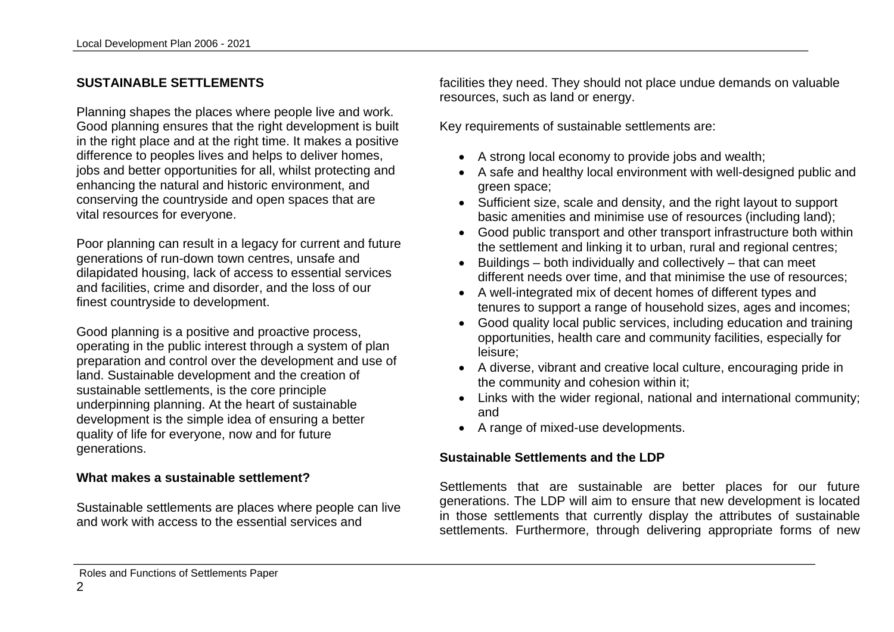## SUSTAINABLE SETTLEMENTS

Planning shapes the places where people live and work. Good planning ensures that the right development is built in the right place and at the right time. It makes a positive difference to peoples lives and helps to deliver homes, jobs and better opportunities for all, whilst protecting and enhancing the natural and historic environment, and conserving the countryside and open spaces that are vital resources for everyone.

Poor planning can result in a legacy for current and future generations of run-down town centres, unsafe and dilapidated housing, lack of access to essential services and facilities, crime and disorder, and the loss of our finest countryside to development.

Good planning is a positive and proactive process, operating in the public interest through a system of plan preparation and control over the development and use of land. Sustainable development and the creation of sustainable settlements, is the core principle underpinning planning. At the heart of sustainable development is the simple idea of ensuring a better quality of life for everyone, now and for future generations.

### What makes a sustainable settlement?

Sustainable settlements are places where people can live and work with access to the essential services and facilities they need. They should not place undue demands on valuable resources, such as land or energy.

Key requirements of sustainable settlements are:

- A strong local economy to provide jobs and wealth;
- A safe and healthy local environment with well-designed public and green space;
- Sufficient size, scale and density, and the right layout to support basic amenities and minimise use of resources (including land);
- Good public transport and other transport infrastructure both within the settlement and linking it to urban, rural and regional centres;
- Buildings – both individually and collectively – that can meet different needs over time, and that minimise the use of resources;
- A well-integrated mix of decent homes of different types and tenures to support a range of household sizes, ages and incomes;
- Good quality local public services, including education and training opportunities, health care and community facilities, especially for leisure;
- A diverse, vibrant and creative local culture, encouraging pride in the community and cohesion within it;
- Links with the wider regional, national and international community; and
- A range of mixed-use developments.

### Sustainable Settlements and the LDP

Settlements that are sustainable are better places for our future generations. The LDP will aim to ensure that new development is located in those settlements that currently display the attributes of sustainable settlements. Furthermore, through delivering appropriate forms of new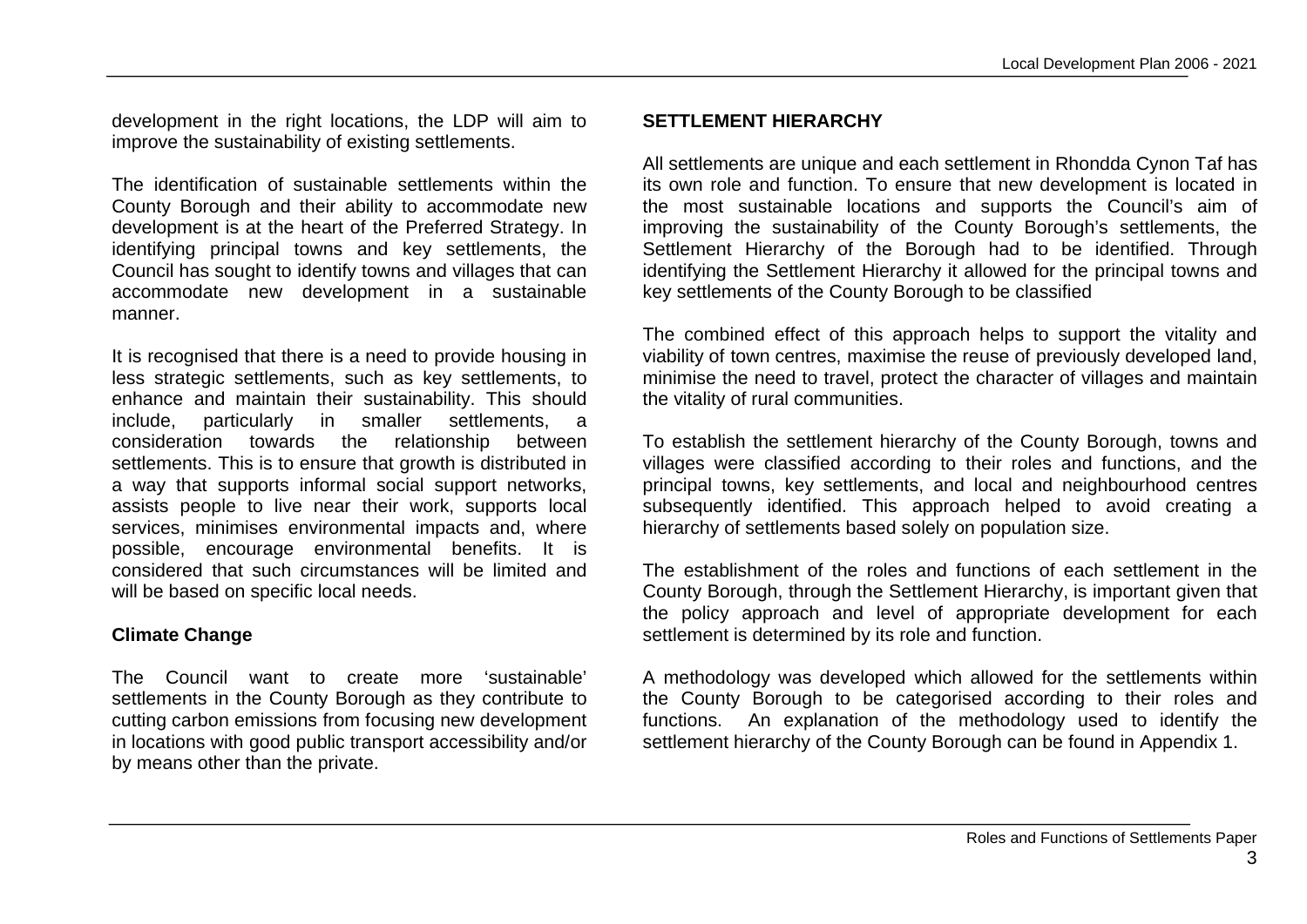development in the right locations, the LDP will aim to improve the sustainability of existing settlements.

The identification of sustainable settlements within the County Borough and their ability to accommodate new development is at the heart of the Preferred Strategy. In identifying principal towns and key settlements, the Council has sought to identify towns and villages that can accommodate new development in a sustainable manner.

It is recognised that there is a need to provide housing in less strategic settlements, such as key settlements, to enhance and maintain their sustainability. This should include, particularly in smaller settlements, a consideration towards the relationship between settlements. This is to ensure that growth is distributed in a way that supports informal social support networks, assists people to live near their work, supports local services, minimises environmental impacts and, where possible, encourage environmental benefits. It is considered that such circumstances will be limited and will be based on specific local needs.

### Climate Change

The Council want to create more 'sustainable' settlements in the County Borough as they contribute to cutting carbon emissions from focusing new development in locations with good public transport accessibility and/or by means other than the private.

## SETTLEMENT HIERARCHY

All settlements are unique and each settlement in Rhondda Cynon Taf has its own role and function. To ensure that new development is located in the most sustainable locations and supports the Council's aim of improving the sustainability of the County Borough's settlements, the Settlement Hierarchy of the Borough had to be identified. Through identifying the Settlement Hierarchy it allowed for the principal towns and key settlements of the County Borough to be classified

The combined effect of this approach helps to support the vitality and viability of town centres, maximise the reuse of previously developed land, minimise the need to travel, protect the character of villages and maintain the vitality of rural communities.

To establish the settlement hierarchy of the County Borough, towns and villages were classified according to their roles and functions, and the principal towns, key settlements, and local and neighbourhood centres subsequently identified. This approach helped to avoid creating a hierarchy of settlements based solely on population size.

The establishment of the roles and functions of each settlement in the County Borough, through the Settlement Hierarchy, is important given that the policy approach and level of appropriate development for each settlement is determined by its role and function.

A methodology was developed which allowed for the settlements within the County Borough to be categorised according to their roles and functions. An explanation of the methodology used to identify the settlement hierarchy of the County Borough can be found in Appendix 1.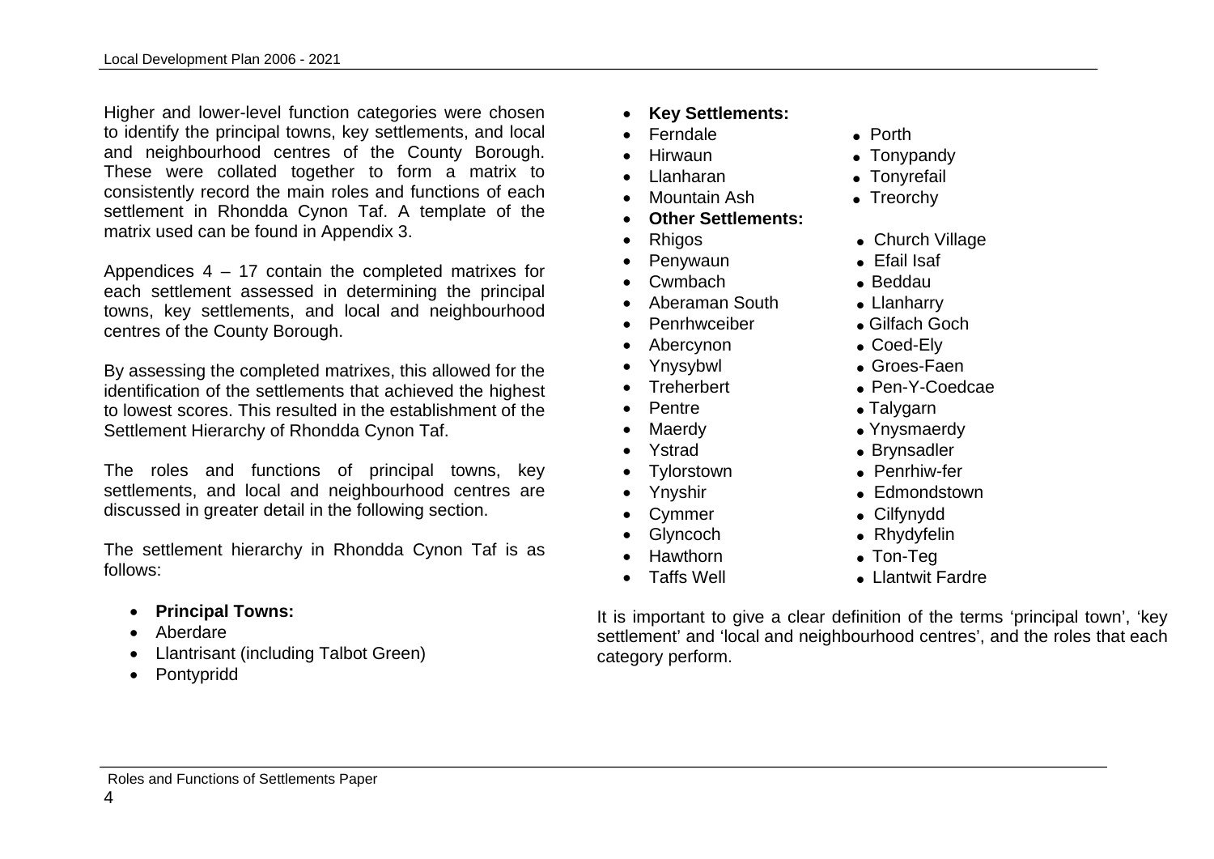Higher and lower-level function categories were chosen to identify the principal towns, key settlements, and local and neighbourhood centres of the County Borough. These were collated together to form a matrix to consistently record the main roles and functions of each settlement in Rhondda Cynon Taf. A template of the matrix used can be found in Appendix 3.

Appendices 4 – 17 contain the completed matrixes for each settlement assessed in determining the principal towns, key settlements, and local and neighbourhood centres of the County Borough.

By assessing the completed matrixes, this allowed for the identification of the settlements that achieved the highest to lowest scores. This resulted in the establishment of the Settlement Hierarchy of Rhondda Cynon Taf.

The roles and functions of principal towns, key settlements, and local and neighbourhood centres are discussed in greater detail in the following section.

The settlement hierarchy in Rhondda Cynon Taf is as follows:

- **Principal Towns:**
- Aberdare
- Llantrisant (including Talbot Green)
- Pontypridd

- **Key Settlements:**
- Ferndale
- Hirwaun
- Llanharan
- Mountain Ash
- Porth
- Tonypandy
- Tonyrefail
- Treorchy

- **Other Settlements:**
- Rhigos
- Penywaun
- Cwmbach
- Aberaman South
- Penrhwceiber
- Abercynon
- Ynysybwl
- Treherbert
- Pentre
- Maerdy
- Ystrad
- Tylorstown
- Ynyshir
- Cymmer
- Glyncoch
- Hawthorn
- Taffs Well
- Church Village
- Efail Isaf
- Beddau
- Llanharry
- Gilfach Goch
- Coed-Ely
- Groes-Faen
- Pen-Y-Coedcae
- Talygarn
- Ynysmaerdy
- Brynsadler
- Penrhiw-fer
- Edmondstown
- Cilfynydd
- Rhydyfelin
- Ton-Teg
- Llantwit Fardre

It is important to give a clear definition of the terms 'principal town', 'key settlement' and 'local and neighbourhood centres', and the roles that each category perform.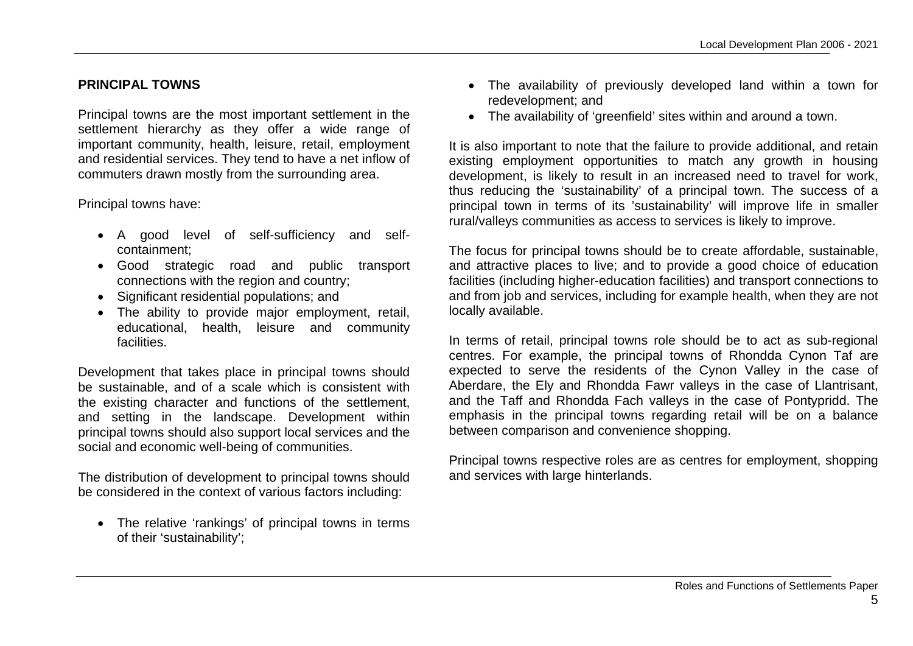## PRINCIPAL TOWNS

Principal towns are the most important settlement in the settlement hierarchy as they offer a wide range of important community, health, leisure, retail, employment and residential services. They tend to have a net inflow of commuters drawn mostly from the surrounding area.

Principal towns have:

- A good level of self-sufficiency and self-containment;
- Good strategic road and public transport connections with the region and country;
- Significant residential populations; and
- The ability to provide major employment, retail, educational, health, leisure and community facilities.

Development that takes place in principal towns should be sustainable, and of a scale which is consistent with the existing character and functions of the settlement, and setting in the landscape. Development within principal towns should also support local services and the social and economic well-being of communities.

The distribution of development to principal towns should be considered in the context of various factors including:

- The relative 'rankings' of principal towns in terms of their 'sustainability';
- The availability of previously developed land within a town for redevelopment; and
- The availability of 'greenfield' sites within and around a town.

It is also important to note that the failure to provide additional, and retain existing employment opportunities to match any growth in housing development, is likely to result in an increased need to travel for work, thus reducing the 'sustainability' of a principal town. The success of a principal town in terms of its 'sustainability' will improve life in smaller rural/valleys communities as access to services is likely to improve.

The focus for principal towns should be to create affordable, sustainable, and attractive places to live; and to provide a good choice of education facilities (including higher-education facilities) and transport connections to and from job and services, including for example health, when they are not locally available.

In terms of retail, principal towns role should be to act as sub-regional centres. For example, the principal towns of Rhondda Cynon Taf are expected to serve the residents of the Cynon Valley in the case of Aberdare, the Ely and Rhondda Fawr valleys in the case of Llantrisant, and the Taff and Rhondda Fach valleys in the case of Pontypridd. The emphasis in the principal towns regarding retail will be on a balance between comparison and convenience shopping.

Principal towns respective roles are as centres for employment, shopping and services with large hinterlands.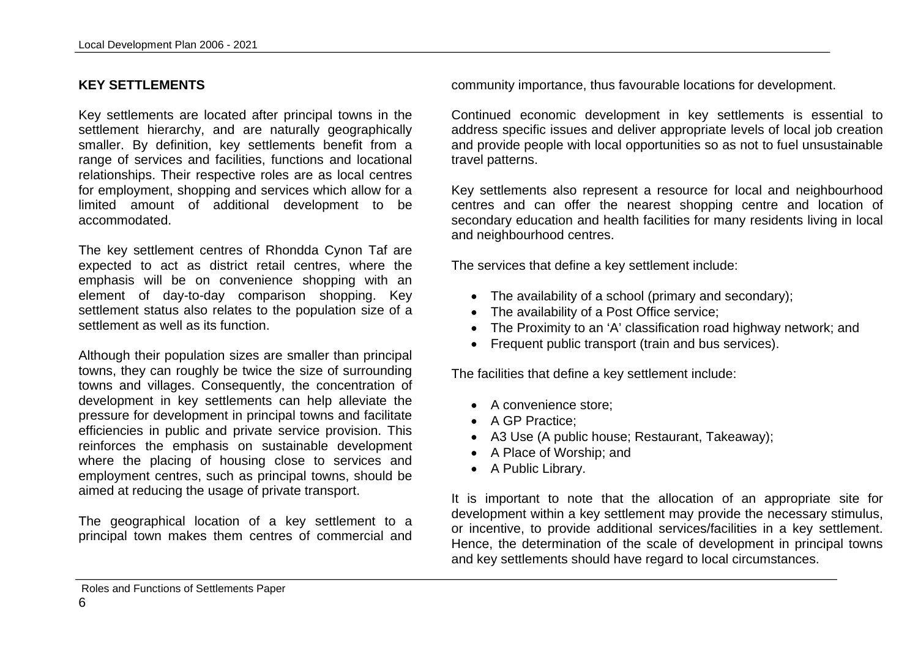## KEY SETTLEMENTS

Key settlements are located after principal towns in the settlement hierarchy, and are naturally geographically smaller. By definition, key settlements benefit from a range of services and facilities, functions and locational relationships. Their respective roles are as local centres for employment, shopping and services which allow for a limited amount of additional development to be accommodated.

The key settlement centres of Rhondda Cynon Taf are expected to act as district retail centres, where the emphasis will be on convenience shopping with an element of day-to-day comparison shopping. Key settlement status also relates to the population size of a settlement as well as its function.

Although their population sizes are smaller than principal towns, they can roughly be twice the size of surrounding towns and villages. Consequently, the concentration of development in key settlements can help alleviate the pressure for development in principal towns and facilitate efficiencies in public and private service provision. This reinforces the emphasis on sustainable development where the placing of housing close to services and employment centres, such as principal towns, should be aimed at reducing the usage of private transport.

The geographical location of a key settlement to a principal town makes them centres of commercial and community importance, thus favourable locations for development.

Continued economic development in key settlements is essential to address specific issues and deliver appropriate levels of local job creation and provide people with local opportunities so as not to fuel unsustainable travel patterns.

Key settlements also represent a resource for local and neighbourhood centres and can offer the nearest shopping centre and location of secondary education and health facilities for many residents living in local and neighbourhood centres.

The services that define a key settlement include:

- The availability of a school (primary and secondary);
- The availability of a Post Office service;
- The Proximity to an 'A' classification road highway network; and
- Frequent public transport (train and bus services).

The facilities that define a key settlement include:

- A convenience store;
- A GP Practice;
- A3 Use (A public house; Restaurant, Takeaway);
- A Place of Worship; and
- A Public Library.

It is important to note that the allocation of an appropriate site for development within a key settlement may provide the necessary stimulus, or incentive, to provide additional services/facilities in a key settlement. Hence, the determination of the scale of development in principal towns and key settlements should have regard to local circumstances.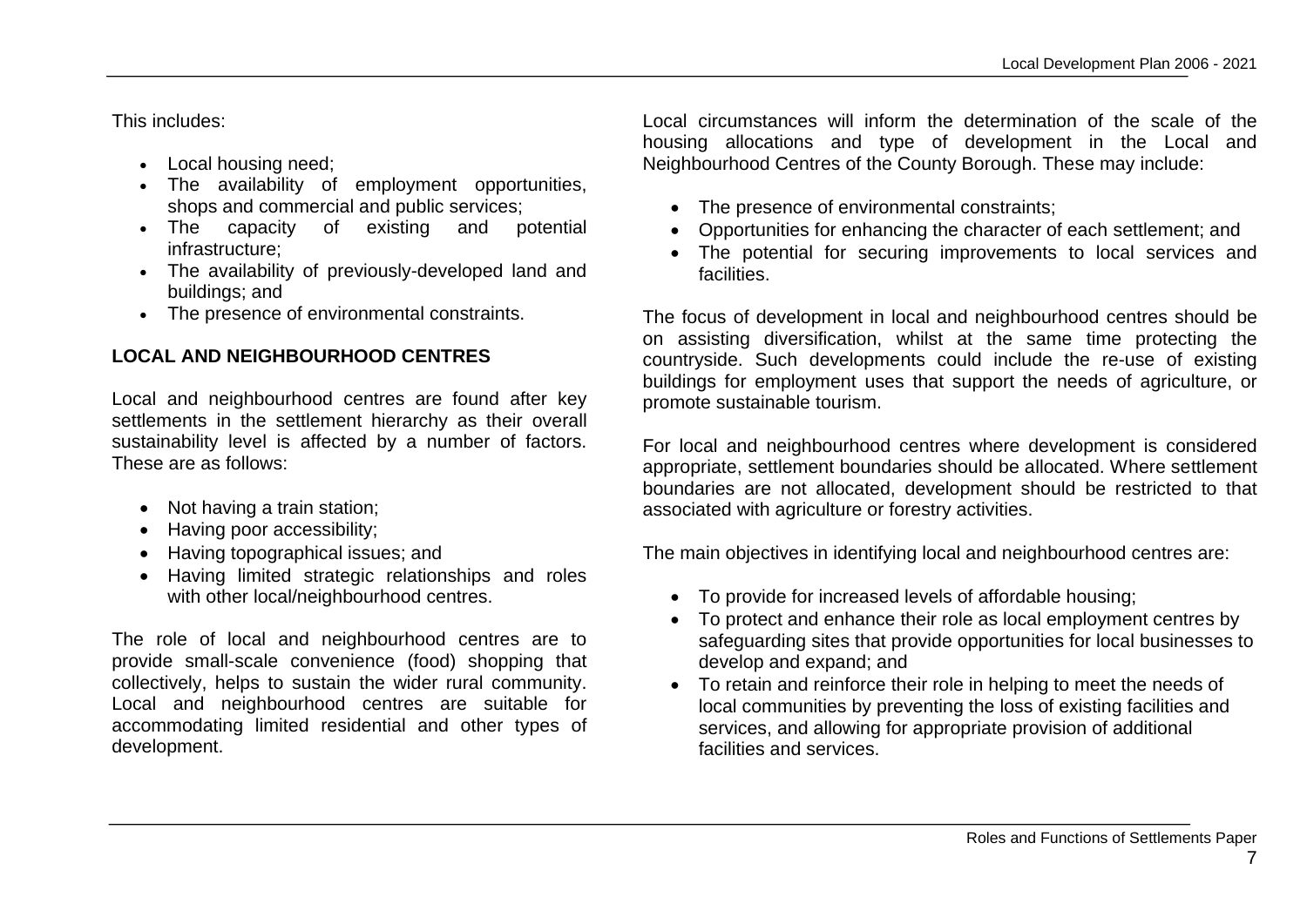This includes:

- Local housing need;
- The availability of employment opportunities, shops and commercial and public services;
- The capacity of existing and potential infrastructure;
- The availability of previously-developed land and buildings; and
- The presence of environmental constraints.

**LOCAL AND NEIGHBOURHOOD CENTRES**

Local and neighbourhood centres are found after key settlements in the settlement hierarchy as their overall sustainability level is affected by a number of factors. These are as follows:

- Not having a train station;
- Having poor accessibility;
- Having topographical issues; and
- Having limited strategic relationships and roles with other local/neighbourhood centres.

The role of local and neighbourhood centres are to provide small-scale convenience (food) shopping that collectively, helps to sustain the wider rural community. Local and neighbourhood centres are suitable for accommodating limited residential and other types of development.

Local circumstances will inform the determination of the scale of the housing allocations and type of development in the Local and Neighbourhood Centres of the County Borough. These may include:

- The presence of environmental constraints;
- Opportunities for enhancing the character of each settlement; and
- The potential for securing improvements to local services and facilities.

The focus of development in local and neighbourhood centres should be on assisting diversification, whilst at the same time protecting the countryside. Such developments could include the re-use of existing buildings for employment uses that support the needs of agriculture, or promote sustainable tourism.

For local and neighbourhood centres where development is considered appropriate, settlement boundaries should be allocated. Where settlement boundaries are not allocated, development should be restricted to that associated with agriculture or forestry activities.

The main objectives in identifying local and neighbourhood centres are:

- To provide for increased levels of affordable housing;
- To protect and enhance their role as local employment centres by safeguarding sites that provide opportunities for local businesses to develop and expand; and
- To retain and reinforce their role in helping to meet the needs of local communities by preventing the loss of existing facilities and services, and allowing for appropriate provision of additional facilities and services.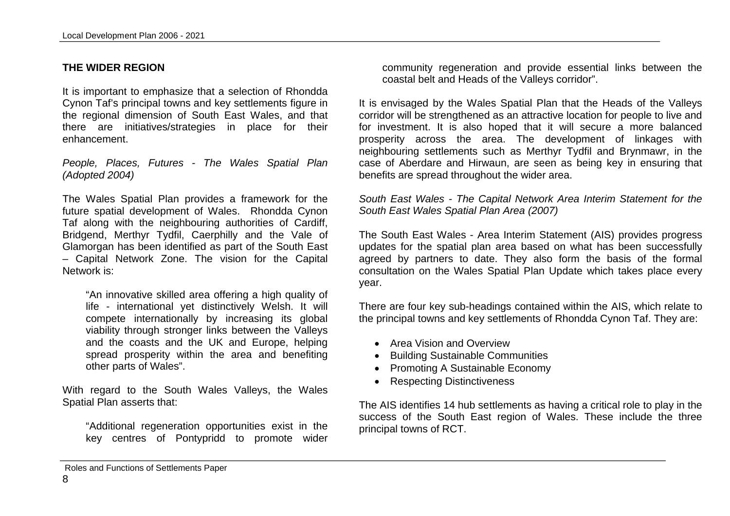## THE WIDER REGION

It is important to emphasize that a selection of Rhondda Cynon Taf's principal towns and key settlements figure in the regional dimension of South East Wales, and that there are initiatives/strategies in place for their enhancement.

*People, Places, Futures - The Wales Spatial Plan (Adopted 2004)*

The Wales Spatial Plan provides a framework for the future spatial development of Wales. Rhondda Cynon Taf along with the neighbouring authorities of Cardiff, Bridgend, Merthyr Tydfil, Caerphilly and the Vale of Glamorgan has been identified as part of the South East – Capital Network Zone. The vision for the Capital Network is:

> "An innovative skilled area offering a high quality of life - international yet distinctively Welsh. It will compete internationally by increasing its global viability through stronger links between the Valleys and the coasts and the UK and Europe, helping spread prosperity within the area and benefiting other parts of Wales".

With regard to the South Wales Valleys, the Wales Spatial Plan asserts that:

> "Additional regeneration opportunities exist in the key centres of Pontypridd to promote wider community regeneration and provide essential links between the coastal belt and Heads of the Valleys corridor".

It is envisaged by the Wales Spatial Plan that the Heads of the Valleys corridor will be strengthened as an attractive location for people to live and for investment. It is also hoped that it will secure a more balanced prosperity across the area. The development of linkages with neighbouring settlements such as Merthyr Tydfil and Brynmawr, in the case of Aberdare and Hirwaun, are seen as being key in ensuring that benefits are spread throughout the wider area.

*South East Wales - The Capital Network Area Interim Statement for the South East Wales Spatial Plan Area (2007)*

The South East Wales - Area Interim Statement (AIS) provides progress updates for the spatial plan area based on what has been successfully agreed by partners to date. They also form the basis of the formal consultation on the Wales Spatial Plan Update which takes place every year.

There are four key sub-headings contained within the AIS, which relate to the principal towns and key settlements of Rhondda Cynon Taf. They are:

- Area Vision and Overview
- Building Sustainable Communities
- Promoting A Sustainable Economy
- Respecting Distinctiveness

The AIS identifies 14 hub settlements as having a critical role to play in the success of the South East region of Wales. These include the three principal towns of RCT.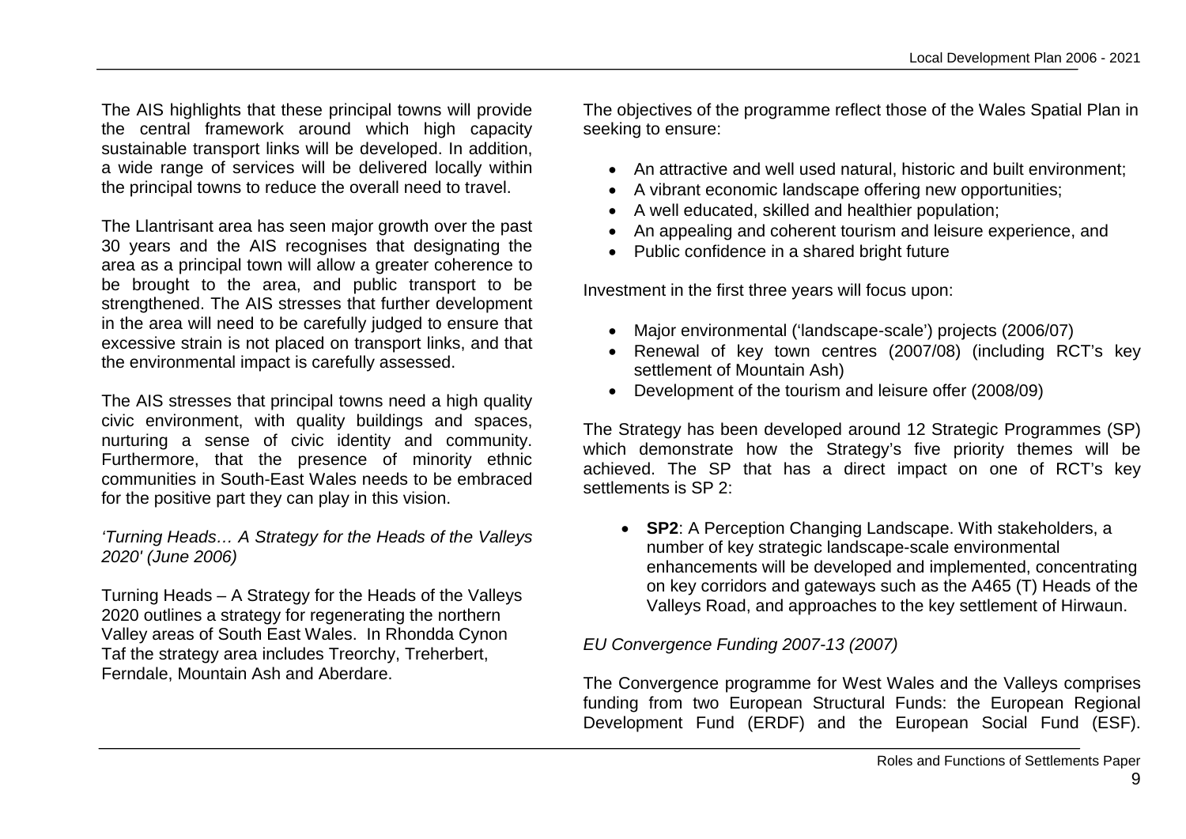The AIS highlights that these principal towns will provide the central framework around which high capacity sustainable transport links will be developed. In addition, a wide range of services will be delivered locally within the principal towns to reduce the overall need to travel.

The Llantrisant area has seen major growth over the past 30 years and the AIS recognises that designating the area as a principal town will allow a greater coherence to be brought to the area, and public transport to be strengthened. The AIS stresses that further development in the area will need to be carefully judged to ensure that excessive strain is not placed on transport links, and that the environmental impact is carefully assessed.

The AIS stresses that principal towns need a high quality civic environment, with quality buildings and spaces, nurturing a sense of civic identity and community. Furthermore, that the presence of minority ethnic communities in South-East Wales needs to be embraced for the positive part they can play in this vision.

*'Turning Heads… A Strategy for the Heads of the Valleys 2020' (June 2006)*

Turning Heads – A Strategy for the Heads of the Valleys 2020 outlines a strategy for regenerating the northern Valley areas of South East Wales. In Rhondda Cynon Taf the strategy area includes Treorchy, Treherbert, Ferndale, Mountain Ash and Aberdare.

The objectives of the programme reflect those of the Wales Spatial Plan in seeking to ensure:

- An attractive and well used natural, historic and built environment;
- A vibrant economic landscape offering new opportunities;
- A well educated, skilled and healthier population;
- An appealing and coherent tourism and leisure experience, and
- Public confidence in a shared bright future

Investment in the first three years will focus upon:

- Major environmental ('landscape-scale') projects (2006/07)
- Renewal of key town centres (2007/08) (including RCT's key settlement of Mountain Ash)
- Development of the tourism and leisure offer (2008/09)

The Strategy has been developed around 12 Strategic Programmes (SP) which demonstrate how the Strategy's five priority themes will be achieved. The SP that has a direct impact on one of RCT's key settlements is SP 2:

- **SP2**: A Perception Changing Landscape. With stakeholders, a number of key strategic landscape-scale environmental enhancements will be developed and implemented, concentrating on key corridors and gateways such as the A465 (T) Heads of the Valleys Road, and approaches to the key settlement of Hirwaun.

*EU Convergence Funding 2007-13 (2007)*

The Convergence programme for West Wales and the Valleys comprises funding from two European Structural Funds: the European Regional Development Fund (ERDF) and the European Social Fund (ESF).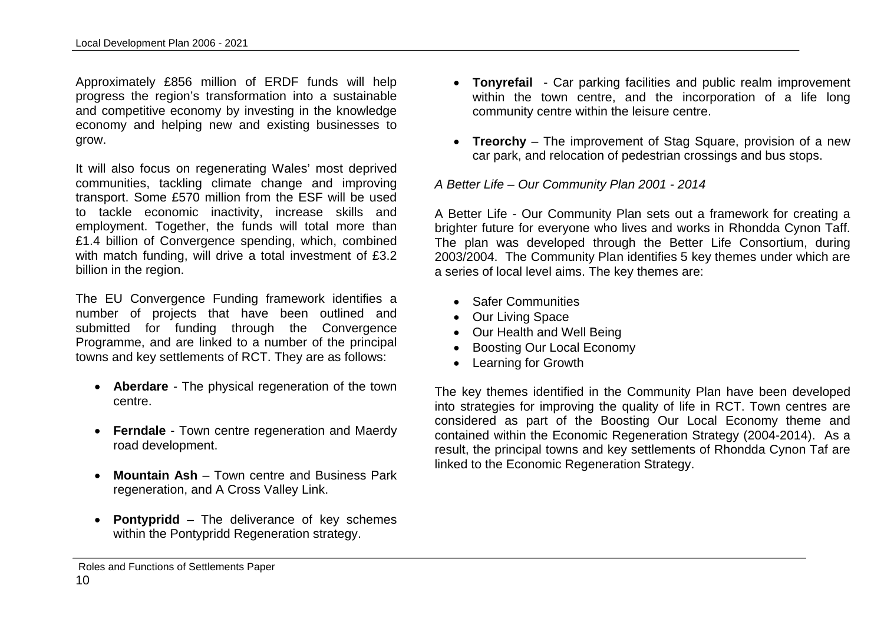Approximately £856 million of ERDF funds will help progress the region's transformation into a sustainable and competitive economy by investing in the knowledge economy and helping new and existing businesses to grow.

It will also focus on regenerating Wales' most deprived communities, tackling climate change and improving transport. Some £570 million from the ESF will be used to tackle economic inactivity, increase skills and employment. Together, the funds will total more than £1.4 billion of Convergence spending, which, combined with match funding, will drive a total investment of £3.2 billion in the region.

The EU Convergence Funding framework identifies a number of projects that have been outlined and submitted for funding through the Convergence Programme, and are linked to a number of the principal towns and key settlements of RCT. They are as follows:

- **Aberdare** - The physical regeneration of the town centre.
- **Ferndale** - Town centre regeneration and Maerdy road development.
- **Mountain Ash** – Town centre and Business Park regeneration, and A Cross Valley Link.
- **Pontypridd** – The deliverance of key schemes within the Pontypridd Regeneration strategy.
- **Tonyrefail** - Car parking facilities and public realm improvement within the town centre, and the incorporation of a life long community centre within the leisure centre.
- **Treorchy** – The improvement of Stag Square, provision of a new car park, and relocation of pedestrian crossings and bus stops.

*A Better Life – Our Community Plan 2001 - 2014*

A Better Life - Our Community Plan sets out a framework for creating a brighter future for everyone who lives and works in Rhondda Cynon Taff. The plan was developed through the Better Life Consortium, during 2003/2004. The Community Plan identifies 5 key themes under which are a series of local level aims. The key themes are:

- Safer Communities
- Our Living Space
- Our Health and Well Being
- Boosting Our Local Economy
- Learning for Growth

The key themes identified in the Community Plan have been developed into strategies for improving the quality of life in RCT. Town centres are considered as part of the Boosting Our Local Economy theme and contained within the Economic Regeneration Strategy (2004-2014). As a result, the principal towns and key settlements of Rhondda Cynon Taf are linked to the Economic Regeneration Strategy.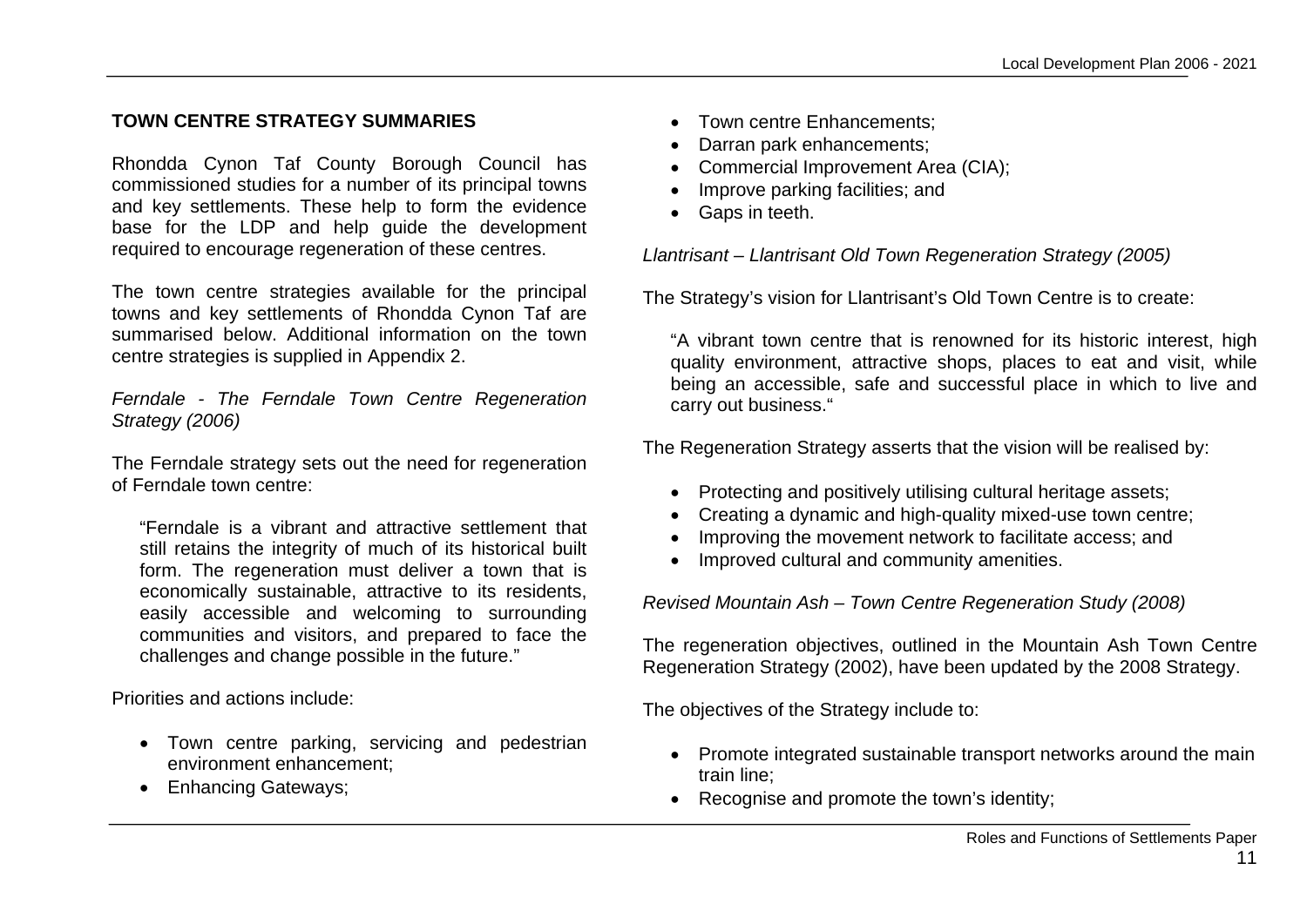## TOWN CENTRE STRATEGY SUMMARIES

Rhondda Cynon Taf County Borough Council has commissioned studies for a number of its principal towns and key settlements. These help to form the evidence base for the LDP and help guide the development required to encourage regeneration of these centres.

The town centre strategies available for the principal towns and key settlements of Rhondda Cynon Taf are summarised below. Additional information on the town centre strategies is supplied in Appendix 2.

*Ferndale - The Ferndale Town Centre Regeneration Strategy (2006)*

The Ferndale strategy sets out the need for regeneration of Ferndale town centre:

> "Ferndale is a vibrant and attractive settlement that still retains the integrity of much of its historical built form. The regeneration must deliver a town that is economically sustainable, attractive to its residents, easily accessible and welcoming to surrounding communities and visitors, and prepared to face the challenges and change possible in the future."

Priorities and actions include:

- Town centre parking, servicing and pedestrian environment enhancement;
- Enhancing Gateways;
- Town centre Enhancements;
- Darran park enhancements;
- Commercial Improvement Area (CIA);
- Improve parking facilities; and
- Gaps in teeth.

*Llantrisant – Llantrisant Old Town Regeneration Strategy (2005)*

The Strategy's vision for Llantrisant's Old Town Centre is to create:

> "A vibrant town centre that is renowned for its historic interest, high quality environment, attractive shops, places to eat and visit, while being an accessible, safe and successful place in which to live and carry out business."

The Regeneration Strategy asserts that the vision will be realised by:

- Protecting and positively utilising cultural heritage assets;
- Creating a dynamic and high-quality mixed-use town centre;
- Improving the movement network to facilitate access; and
- Improved cultural and community amenities.

*Revised Mountain Ash – Town Centre Regeneration Study (2008)*

The regeneration objectives, outlined in the Mountain Ash Town Centre Regeneration Strategy (2002), have been updated by the 2008 Strategy.

The objectives of the Strategy include to:

- Promote integrated sustainable transport networks around the main train line;
- Recognise and promote the town's identity;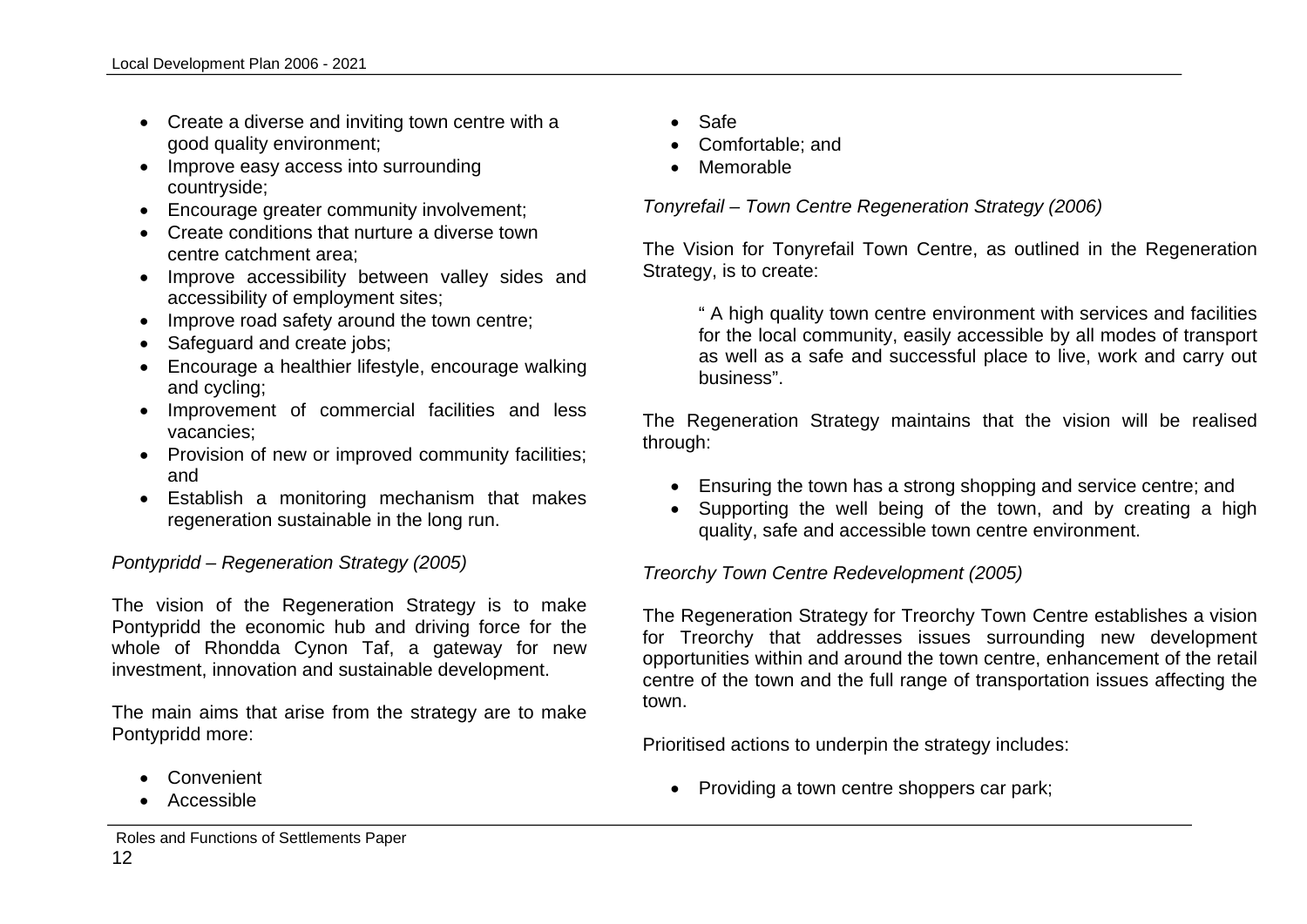- Create a diverse and inviting town centre with a good quality environment;
- Improve easy access into surrounding countryside;
- Encourage greater community involvement;
- Create conditions that nurture a diverse town centre catchment area;
- Improve accessibility between valley sides and accessibility of employment sites;
- Improve road safety around the town centre;
- Safeguard and create jobs;
- Encourage a healthier lifestyle, encourage walking and cycling;
- Improvement of commercial facilities and less vacancies;
- Provision of new or improved community facilities; and
- Establish a monitoring mechanism that makes regeneration sustainable in the long run.

*Pontypridd – Regeneration Strategy (2005)*

The vision of the Regeneration Strategy is to make Pontypridd the economic hub and driving force for the whole of Rhondda Cynon Taf, a gateway for new investment, innovation and sustainable development.

The main aims that arise from the strategy are to make Pontypridd more:

- Convenient
- Accessible
- Safe
- Comfortable; and
- Memorable

*Tonyrefail – Town Centre Regeneration Strategy (2006)*

The Vision for Tonyrefail Town Centre, as outlined in the Regeneration Strategy, is to create:

> " A high quality town centre environment with services and facilities for the local community, easily accessible by all modes of transport as well as a safe and successful place to live, work and carry out business".

The Regeneration Strategy maintains that the vision will be realised through:

- Ensuring the town has a strong shopping and service centre; and
- Supporting the well being of the town, and by creating a high quality, safe and accessible town centre environment.

*Treorchy Town Centre Redevelopment (2005)*

The Regeneration Strategy for Treorchy Town Centre establishes a vision for Treorchy that addresses issues surrounding new development opportunities within and around the town centre, enhancement of the retail centre of the town and the full range of transportation issues affecting the town.

Prioritised actions to underpin the strategy includes:

- Providing a town centre shoppers car park;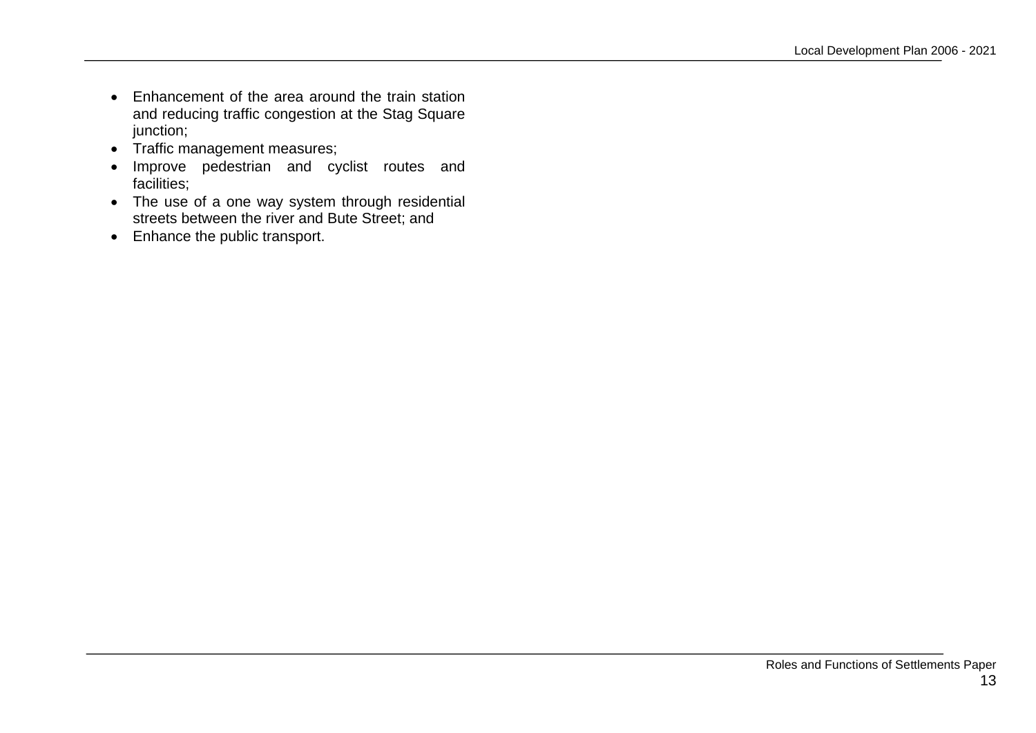- Enhancement of the area around the train station and reducing traffic congestion at the Stag Square junction;
- Traffic management measures;
- Improve pedestrian and cyclist routes and facilities;
- The use of a one way system through residential streets between the river and Bute Street; and
- Enhance the public transport.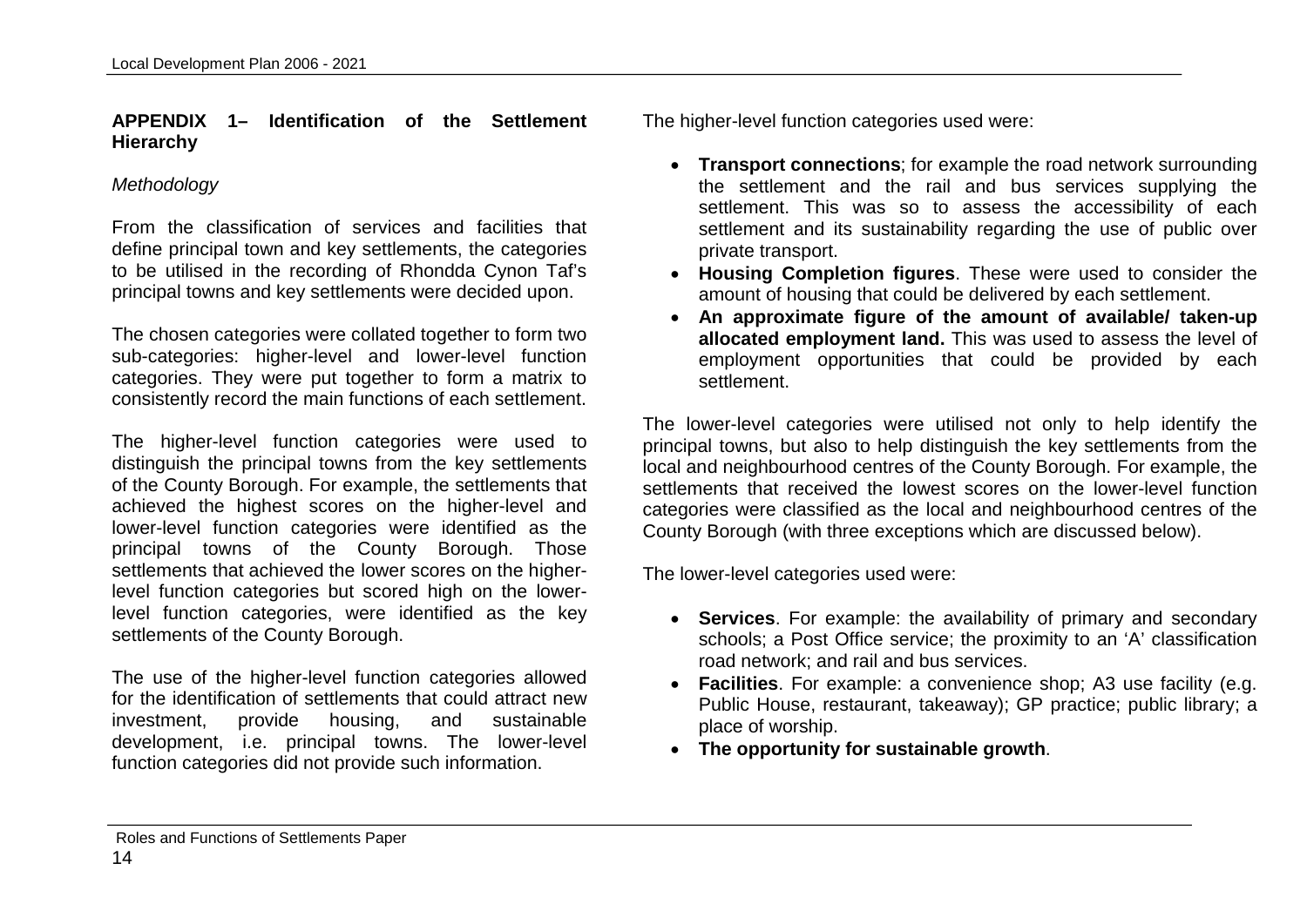## APPENDIX 1– Identification of the Settlement Hierarchy

*Methodology*

From the classification of services and facilities that define principal town and key settlements, the categories to be utilised in the recording of Rhondda Cynon Taf's principal towns and key settlements were decided upon.

The chosen categories were collated together to form two sub-categories: higher-level and lower-level function categories. They were put together to form a matrix to consistently record the main functions of each settlement.

The higher-level function categories were used to distinguish the principal towns from the key settlements of the County Borough. For example, the settlements that achieved the highest scores on the higher-level and lower-level function categories were identified as the principal towns of the County Borough. Those settlements that achieved the lower scores on the higher-level function categories but scored high on the lower-level function categories, were identified as the key settlements of the County Borough.

The use of the higher-level function categories allowed for the identification of settlements that could attract new investment, provide housing, and sustainable development, i.e. principal towns. The lower-level function categories did not provide such information.

The higher-level function categories used were:

- **Transport connections**; for example the road network surrounding the settlement and the rail and bus services supplying the settlement. This was so to assess the accessibility of each settlement and its sustainability regarding the use of public over private transport.
- **Housing Completion figures**. These were used to consider the amount of housing that could be delivered by each settlement.
- **An approximate figure of the amount of available/ taken-up allocated employment land.** This was used to assess the level of employment opportunities that could be provided by each settlement.

The lower-level categories were utilised not only to help identify the principal towns, but also to help distinguish the key settlements from the local and neighbourhood centres of the County Borough. For example, the settlements that received the lowest scores on the lower-level function categories were classified as the local and neighbourhood centres of the County Borough (with three exceptions which are discussed below).

The lower-level categories used were:

- **Services**. For example: the availability of primary and secondary schools; a Post Office service; the proximity to an 'A' classification road network; and rail and bus services.
- **Facilities**. For example: a convenience shop; A3 use facility (e.g. Public House, restaurant, takeaway); GP practice; public library; a place of worship.
- **The opportunity for sustainable growth**.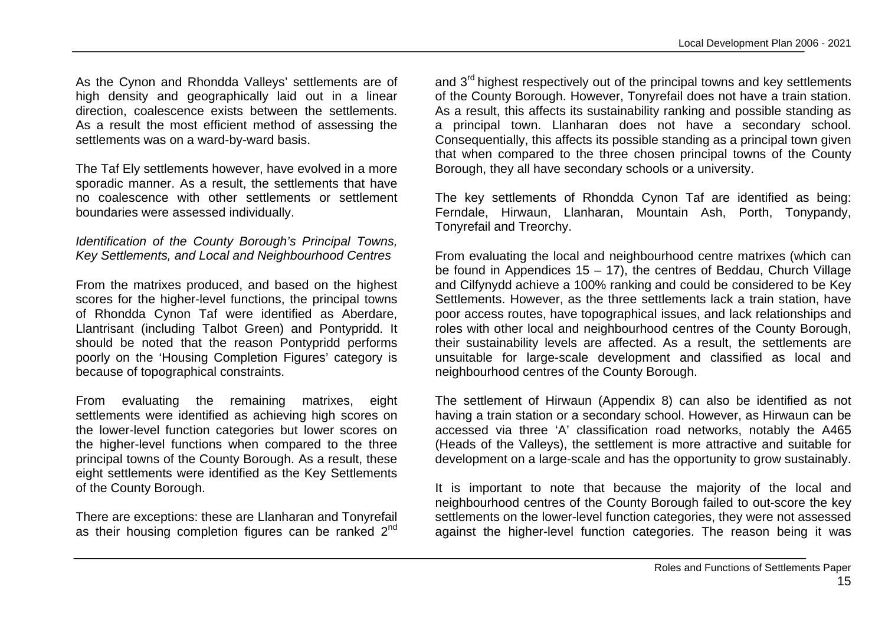As the Cynon and Rhondda Valleys' settlements are of high density and geographically laid out in a linear direction, coalescence exists between the settlements. As a result the most efficient method of assessing the settlements was on a ward-by-ward basis.

The Taf Ely settlements however, have evolved in a more sporadic manner. As a result, the settlements that have no coalescence with other settlements or settlement boundaries were assessed individually.

*Identification of the County Borough's Principal Towns, Key Settlements, and Local and Neighbourhood Centres*

From the matrixes produced, and based on the highest scores for the higher-level functions, the principal towns of Rhondda Cynon Taf were identified as Aberdare, Llantrisant (including Talbot Green) and Pontypridd. It should be noted that the reason Pontypridd performs poorly on the 'Housing Completion Figures' category is because of topographical constraints.

From evaluating the remaining matrixes, eight settlements were identified as achieving high scores on the lower-level function categories but lower scores on the higher-level functions when compared to the three principal towns of the County Borough. As a result, these eight settlements were identified as the Key Settlements of the County Borough.

There are exceptions: these are Llanharan and Tonyrefail as their housing completion figures can be ranked 2nd and 3rd highest respectively out of the principal towns and key settlements of the County Borough. However, Tonyrefail does not have a train station. As a result, this affects its sustainability ranking and possible standing as a principal town. Llanharan does not have a secondary school. Consequentially, this affects its possible standing as a principal town given that when compared to the three chosen principal towns of the County Borough, they all have secondary schools or a university.

The key settlements of Rhondda Cynon Taf are identified as being: Ferndale, Hirwaun, Llanharan, Mountain Ash, Porth, Tonypandy, Tonyrefail and Treorchy.

From evaluating the local and neighbourhood centre matrixes (which can be found in Appendices 15 – 17), the centres of Beddau, Church Village and Cilfynydd achieve a 100% ranking and could be considered to be Key Settlements. However, as the three settlements lack a train station, have poor access routes, have topographical issues, and lack relationships and roles with other local and neighbourhood centres of the County Borough, their sustainability levels are affected. As a result, the settlements are unsuitable for large-scale development and classified as local and neighbourhood centres of the County Borough.

The settlement of Hirwaun (Appendix 8) can also be identified as not having a train station or a secondary school. However, as Hirwaun can be accessed via three 'A' classification road networks, notably the A465 (Heads of the Valleys), the settlement is more attractive and suitable for development on a large-scale and has the opportunity to grow sustainably.

It is important to note that because the majority of the local and neighbourhood centres of the County Borough failed to out-score the key settlements on the lower-level function categories, they were not assessed against the higher-level function categories. The reason being it was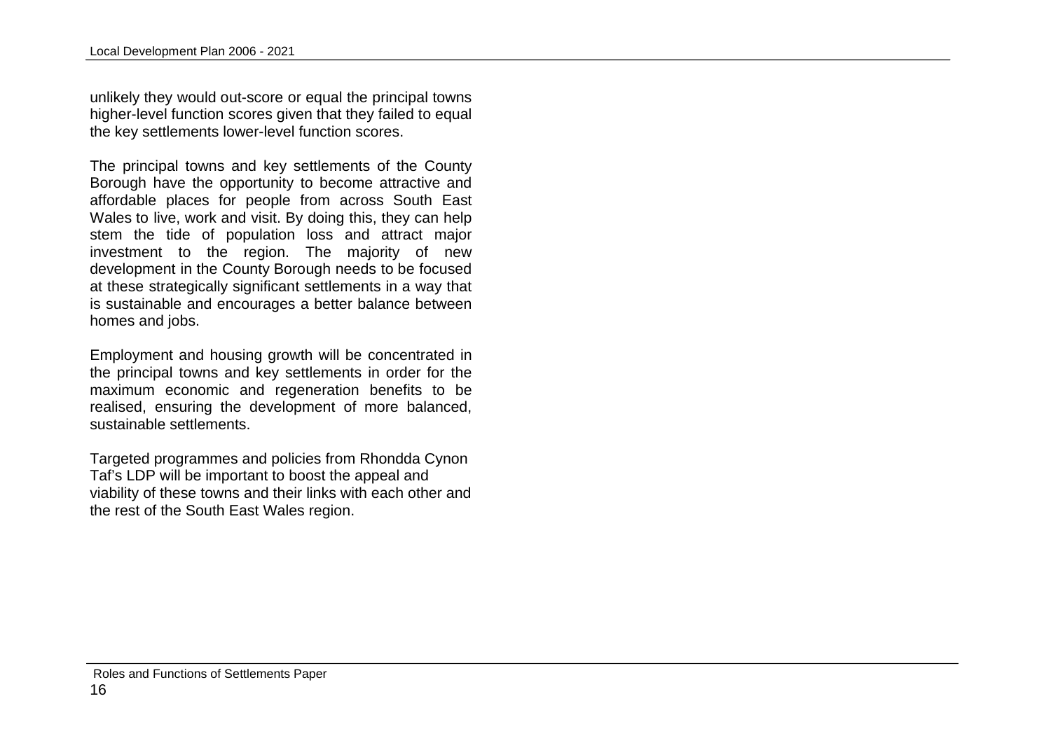unlikely they would out-score or equal the principal towns higher-level function scores given that they failed to equal the key settlements lower-level function scores.

The principal towns and key settlements of the County Borough have the opportunity to become attractive and affordable places for people from across South East Wales to live, work and visit. By doing this, they can help stem the tide of population loss and attract major investment to the region. The majority of new development in the County Borough needs to be focused at these strategically significant settlements in a way that is sustainable and encourages a better balance between homes and jobs.

Employment and housing growth will be concentrated in the principal towns and key settlements in order for the maximum economic and regeneration benefits to be realised, ensuring the development of more balanced, sustainable settlements.

Targeted programmes and policies from Rhondda Cynon Taf's LDP will be important to boost the appeal and viability of these towns and their links with each other and the rest of the South East Wales region.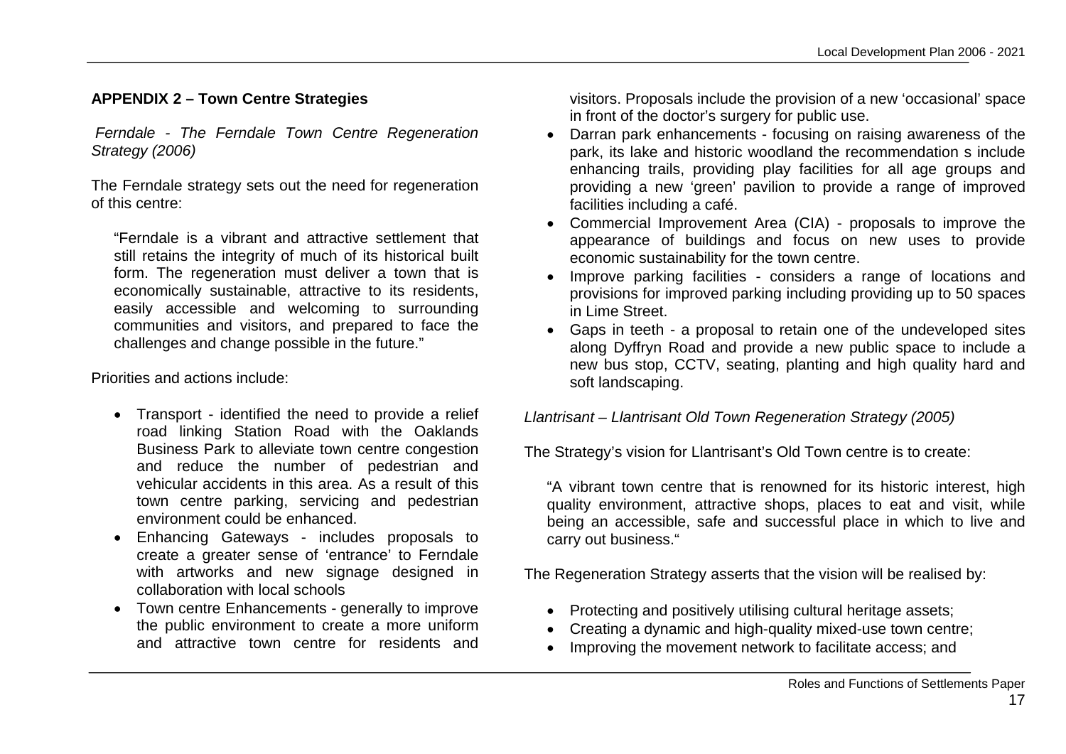## APPENDIX 2 – Town Centre Strategies

*Ferndale - The Ferndale Town Centre Regeneration Strategy (2006)*

The Ferndale strategy sets out the need for regeneration of this centre:

> "Ferndale is a vibrant and attractive settlement that still retains the integrity of much of its historical built form. The regeneration must deliver a town that is economically sustainable, attractive to its residents, easily accessible and welcoming to surrounding communities and visitors, and prepared to face the challenges and change possible in the future."

Priorities and actions include:

- Transport - identified the need to provide a relief road linking Station Road with the Oaklands Business Park to alleviate town centre congestion and reduce the number of pedestrian and vehicular accidents in this area. As a result of this town centre parking, servicing and pedestrian environment could be enhanced.
- Enhancing Gateways - includes proposals to create a greater sense of 'entrance' to Ferndale with artworks and new signage designed in collaboration with local schools
- Town centre Enhancements - generally to improve the public environment to create a more uniform and attractive town centre for residents and visitors. Proposals include the provision of a new 'occasional' space in front of the doctor's surgery for public use.
- Darran park enhancements - focusing on raising awareness of the park, its lake and historic woodland the recommendation s include enhancing trails, providing play facilities for all age groups and providing a new 'green' pavilion to provide a range of improved facilities including a café.
- Commercial Improvement Area (CIA) - proposals to improve the appearance of buildings and focus on new uses to provide economic sustainability for the town centre.
- Improve parking facilities - considers a range of locations and provisions for improved parking including providing up to 50 spaces in Lime Street.
- Gaps in teeth - a proposal to retain one of the undeveloped sites along Dyffryn Road and provide a new public space to include a new bus stop, CCTV, seating, planting and high quality hard and soft landscaping.

*Llantrisant – Llantrisant Old Town Regeneration Strategy (2005)*

The Strategy's vision for Llantrisant's Old Town centre is to create:

> "A vibrant town centre that is renowned for its historic interest, high quality environment, attractive shops, places to eat and visit, while being an accessible, safe and successful place in which to live and carry out business."

The Regeneration Strategy asserts that the vision will be realised by:

- Protecting and positively utilising cultural heritage assets;
- Creating a dynamic and high-quality mixed-use town centre;
- Improving the movement network to facilitate access; and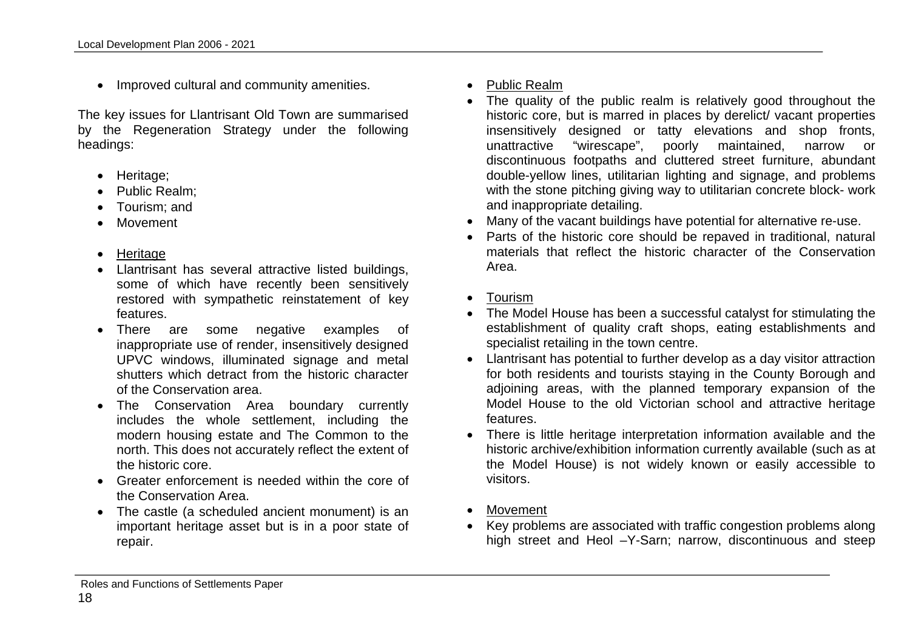- Improved cultural and community amenities.

The key issues for Llantrisant Old Town are summarised by the Regeneration Strategy under the following headings:

- Heritage;
- Public Realm;
- Tourism; and
- Movement

- <u>Heritage</u>
- Llantrisant has several attractive listed buildings, some of which have recently been sensitively restored with sympathetic reinstatement of key features.
- There are some negative examples of inappropriate use of render, insensitively designed UPVC windows, illuminated signage and metal shutters which detract from the historic character of the Conservation area.
- The Conservation Area boundary currently includes the whole settlement, including the modern housing estate and The Common to the north. This does not accurately reflect the extent of the historic core.
- Greater enforcement is needed within the core of the Conservation Area.
- The castle (a scheduled ancient monument) is an important heritage asset but is in a poor state of repair.

- <u>Public Realm</u>
- The quality of the public realm is relatively good throughout the historic core, but is marred in places by derelict/ vacant properties insensitively designed or tatty elevations and shop fronts, unattractive "wirescape", poorly maintained, narrow or discontinuous footpaths and cluttered street furniture, abundant double-yellow lines, utilitarian lighting and signage, and problems with the stone pitching giving way to utilitarian concrete block- work and inappropriate detailing.
- Many of the vacant buildings have potential for alternative re-use.
- Parts of the historic core should be repaved in traditional, natural materials that reflect the historic character of the Conservation Area.

- <u>Tourism</u>
- The Model House has been a successful catalyst for stimulating the establishment of quality craft shops, eating establishments and specialist retailing in the town centre.
- Llantrisant has potential to further develop as a day visitor attraction for both residents and tourists staying in the County Borough and adjoining areas, with the planned temporary expansion of the Model House to the old Victorian school and attractive heritage features.
- There is little heritage interpretation information available and the historic archive/exhibition information currently available (such as at the Model House) is not widely known or easily accessible to visitors.

- <u>Movement</u>
- Key problems are associated with traffic congestion problems along high street and Heol –Y-Sarn; narrow, discontinuous and steep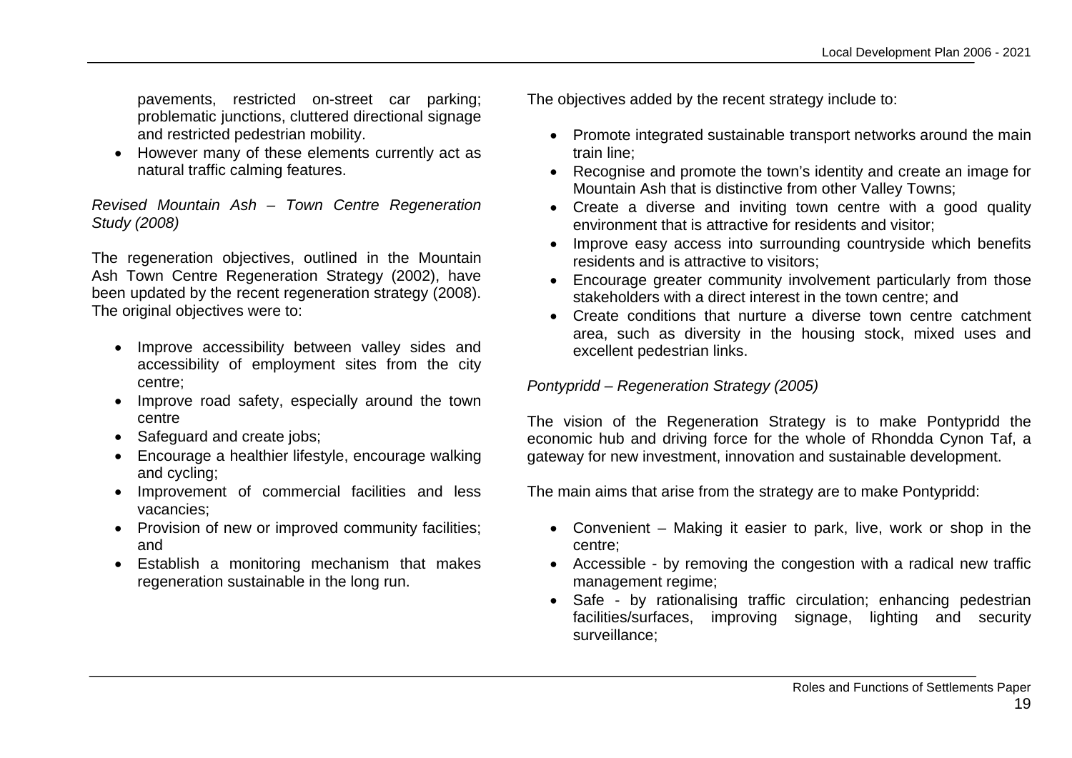pavements, restricted on-street car parking; problematic junctions, cluttered directional signage and restricted pedestrian mobility.
- However many of these elements currently act as natural traffic calming features.

*Revised Mountain Ash – Town Centre Regeneration Study (2008)*

The regeneration objectives, outlined in the Mountain Ash Town Centre Regeneration Strategy (2002), have been updated by the recent regeneration strategy (2008). The original objectives were to:

- Improve accessibility between valley sides and accessibility of employment sites from the city centre;
- Improve road safety, especially around the town centre
- Safeguard and create jobs;
- Encourage a healthier lifestyle, encourage walking and cycling;
- Improvement of commercial facilities and less vacancies;
- Provision of new or improved community facilities; and
- Establish a monitoring mechanism that makes regeneration sustainable in the long run.

The objectives added by the recent strategy include to:

- Promote integrated sustainable transport networks around the main train line;
- Recognise and promote the town's identity and create an image for Mountain Ash that is distinctive from other Valley Towns;
- Create a diverse and inviting town centre with a good quality environment that is attractive for residents and visitor;
- Improve easy access into surrounding countryside which benefits residents and is attractive to visitors;
- Encourage greater community involvement particularly from those stakeholders with a direct interest in the town centre; and
- Create conditions that nurture a diverse town centre catchment area, such as diversity in the housing stock, mixed uses and excellent pedestrian links.

*Pontypridd – Regeneration Strategy (2005)*

The vision of the Regeneration Strategy is to make Pontypridd the economic hub and driving force for the whole of Rhondda Cynon Taf, a gateway for new investment, innovation and sustainable development.

The main aims that arise from the strategy are to make Pontypridd:

- Convenient – Making it easier to park, live, work or shop in the centre;
- Accessible - by removing the congestion with a radical new traffic management regime;
- Safe - by rationalising traffic circulation; enhancing pedestrian facilities/surfaces, improving signage, lighting and security surveillance;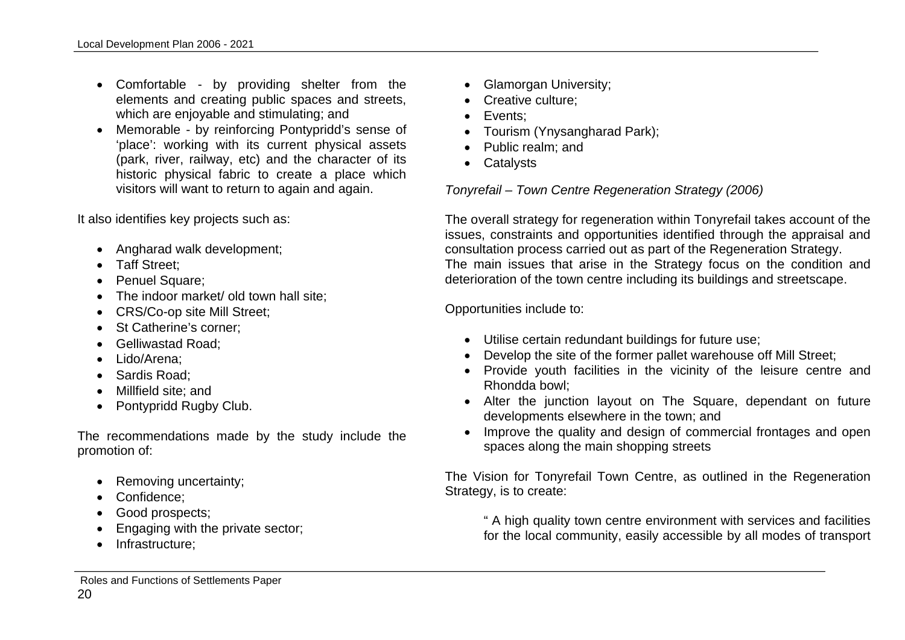- Comfortable - by providing shelter from the elements and creating public spaces and streets, which are enjoyable and stimulating; and
- Memorable - by reinforcing Pontypridd's sense of 'place': working with its current physical assets (park, river, railway, etc) and the character of its historic physical fabric to create a place which visitors will want to return to again and again.

It also identifies key projects such as:

- Angharad walk development;
- Taff Street;
- Penuel Square;
- The indoor market/ old town hall site;
- CRS/Co-op site Mill Street;
- St Catherine's corner;
- Gelliwastad Road;
- Lido/Arena;
- Sardis Road;
- Millfield site; and
- Pontypridd Rugby Club.

The recommendations made by the study include the promotion of:

- Removing uncertainty;
- Confidence;
- Good prospects;
- Engaging with the private sector;
- Infrastructure;
- Glamorgan University;
- Creative culture;
- Events;
- Tourism (Ynysangharad Park);
- Public realm; and
- Catalysts

*Tonyrefail – Town Centre Regeneration Strategy (2006)*

The overall strategy for regeneration within Tonyrefail takes account of the issues, constraints and opportunities identified through the appraisal and consultation process carried out as part of the Regeneration Strategy.
The main issues that arise in the Strategy focus on the condition and deterioration of the town centre including its buildings and streetscape.

Opportunities include to:

- Utilise certain redundant buildings for future use;
- Develop the site of the former pallet warehouse off Mill Street;
- Provide youth facilities in the vicinity of the leisure centre and Rhondda bowl;
- Alter the junction layout on The Square, dependant on future developments elsewhere in the town; and
- Improve the quality and design of commercial frontages and open spaces along the main shopping streets

The Vision for Tonyrefail Town Centre, as outlined in the Regeneration Strategy, is to create:

> " A high quality town centre environment with services and facilities for the local community, easily accessible by all modes of transport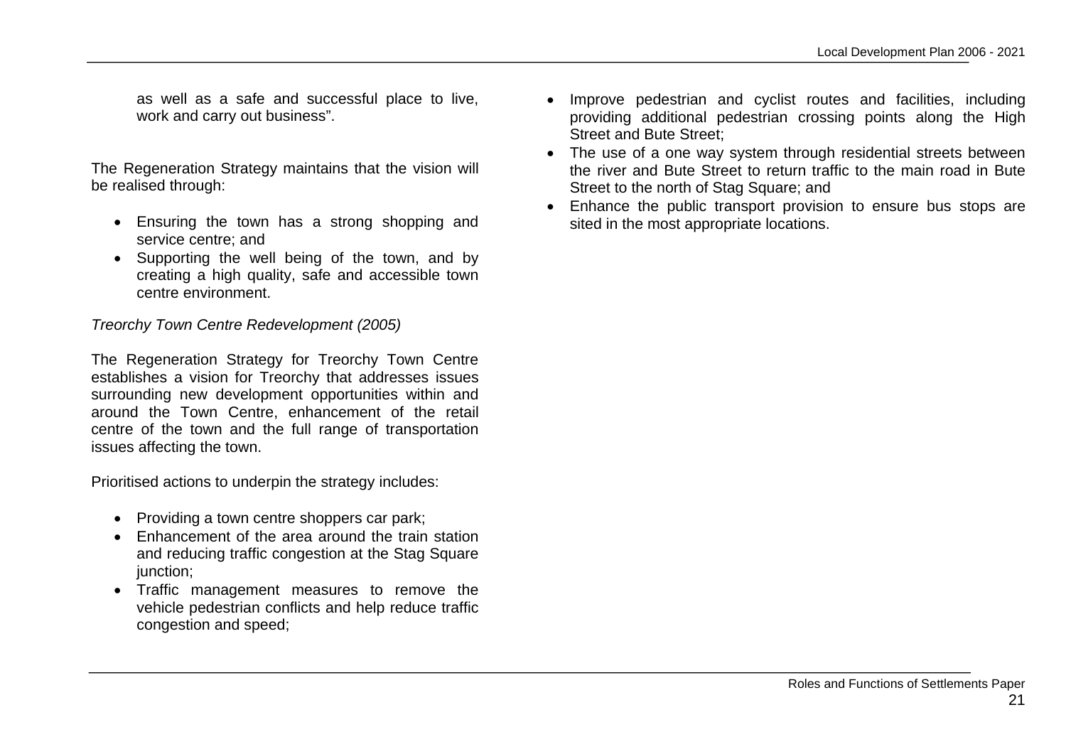as well as a safe and successful place to live, work and carry out business".

The Regeneration Strategy maintains that the vision will be realised through:

- Ensuring the town has a strong shopping and service centre; and
- Supporting the well being of the town, and by creating a high quality, safe and accessible town centre environment.

*Treorchy Town Centre Redevelopment (2005)*

The Regeneration Strategy for Treorchy Town Centre establishes a vision for Treorchy that addresses issues surrounding new development opportunities within and around the Town Centre, enhancement of the retail centre of the town and the full range of transportation issues affecting the town.

Prioritised actions to underpin the strategy includes:

- Providing a town centre shoppers car park;
- Enhancement of the area around the train station and reducing traffic congestion at the Stag Square junction;
- Traffic management measures to remove the vehicle pedestrian conflicts and help reduce traffic congestion and speed;
- Improve pedestrian and cyclist routes and facilities, including providing additional pedestrian crossing points along the High Street and Bute Street;
- The use of a one way system through residential streets between the river and Bute Street to return traffic to the main road in Bute Street to the north of Stag Square; and
- Enhance the public transport provision to ensure bus stops are sited in the most appropriate locations.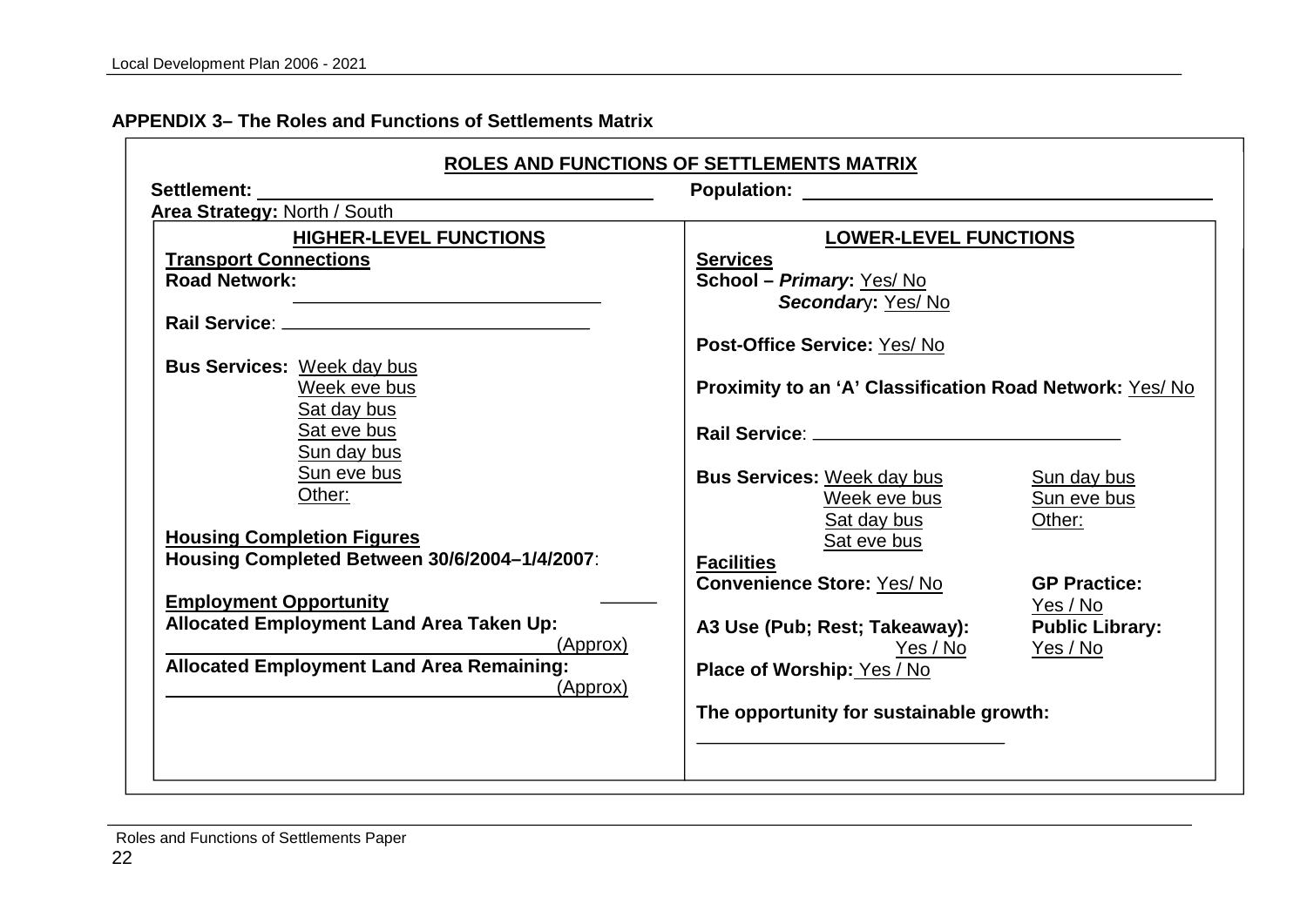**APPENDIX 3– The Roles and Functions of Settlements Matrix**

**ROLES AND FUNCTIONS OF SETTLEMENTS MATRIX**

**Settlement:** ______________________ **Population:** ______________________

**Area Strategy:** North / South

| **HIGHER-LEVEL FUNCTIONS** | **LOWER-LEVEL FUNCTIONS** |
|---|---|
| **Transport Connections** | **Services** |
| **Road Network:** ______________________ | **School – *Primary*:** Yes/ No |
| | ***Secondary*:** Yes/ No |
| **Rail Service**: ______________________ | **Post-Office Service:** Yes/ No |
| **Bus Services:** Week day bus<br>Week eve bus<br>Sat day bus<br>Sat eve bus<br>Sun day bus<br>Sun eve bus<br>Other: | **Proximity to an 'A' Classification Road Network:** Yes/ No |
| | **Rail Service**: ______________________ |
| | **Bus Services:** Week day bus<br>Week eve bus<br>Sat day bus<br>Sat eve bus<br>Sun day bus<br>Sun eve bus<br>Other: |
| **Housing Completion Figures** | **Facilities** |
| **Housing Completed Between 30/6/2004–1/4/2007**: ______ | **Convenience Store:** Yes/ No |
| | **GP Practice:** Yes / No |
| **Employment Opportunity** | **A3 Use (Pub; Rest; Takeaway):** Yes / No |
| **Allocated Employment Land Area Taken Up:** ______________________ (Approx) | **Public Library:** Yes / No |
| **Allocated Employment Land Area Remaining:** ______________________ (Approx) | **Place of Worship:** Yes / No |
| | **The opportunity for sustainable growth:** ______________________ |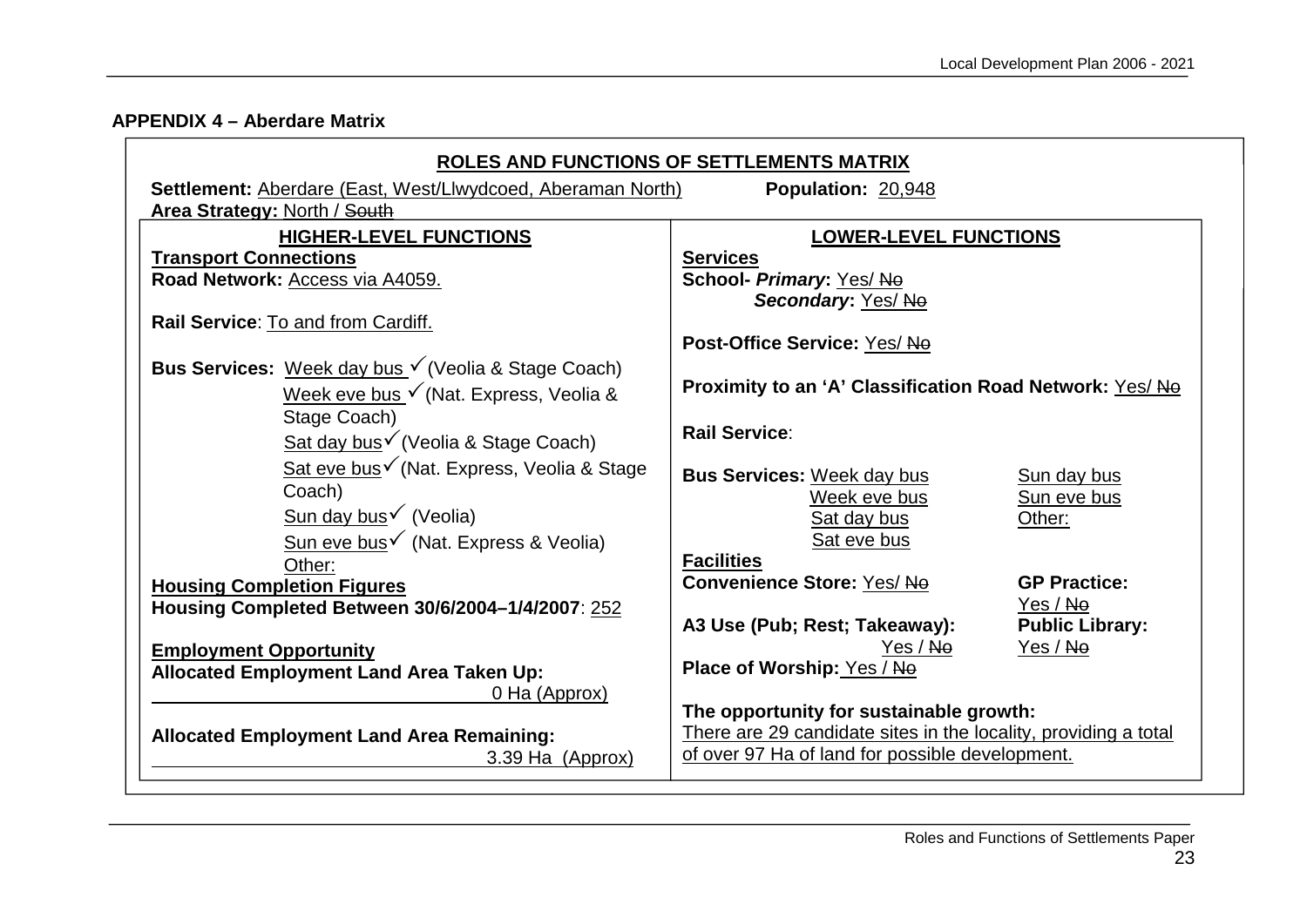**APPENDIX 4 – Aberdare Matrix**

**ROLES AND FUNCTIONS OF SETTLEMENTS MATRIX**

**Settlement:** Aberdare (East, West/Llwydcoed, Aberaman North) **Population:** 20,948

**Area Strategy:** North / ~~South~~

| HIGHER-LEVEL FUNCTIONS | LOWER-LEVEL FUNCTIONS |
|---|---|
| **Transport Connections**<br>**Road Network:** Access via A4059.<br><br>**Rail Service**: To and from Cardiff.<br><br>**Bus Services:** Week day bus ✓(Veolia & Stage Coach)<br>Week eve bus ✓(Nat. Express, Veolia & Stage Coach)<br>Sat day bus✓(Veolia & Stage Coach)<br>Sat eve bus✓(Nat. Express, Veolia & Stage Coach)<br>Sun day bus✓ (Veolia)<br>Sun eve bus✓ (Nat. Express & Veolia)<br>Other:<br>**Housing Completion Figures**<br>**Housing Completed Between 30/6/2004–1/4/2007**: 252<br><br>**Employment Opportunity**<br>**Allocated Employment Land Area Taken Up:** 0 Ha (Approx)<br><br>**Allocated Employment Land Area Remaining:** 3.39 Ha (Approx) | **Services**<br>**School- *Primary*:** Yes/ ~~No~~<br>***Secondary*:** Yes/ ~~No~~<br><br>**Post-Office Service:** Yes/ ~~No~~<br><br>**Proximity to an 'A' Classification Road Network:** Yes/ ~~No~~<br><br>**Rail Service**:<br><br>**Bus Services:** Week day bus, Week eve bus, Sat day bus, Sat eve bus, Sun day bus, Sun eve bus, Other:<br>**Facilities**<br>**Convenience Store:** Yes/ ~~No~~<br>**GP Practice:** Yes / ~~No~~<br>**A3 Use (Pub; Rest; Takeaway):** Yes / ~~No~~<br>**Public Library:** Yes / ~~No~~<br>**Place of Worship:** Yes / ~~No~~<br><br>**The opportunity for sustainable growth:**<br>There are 29 candidate sites in the locality, providing a total of over 97 Ha of land for possible development. |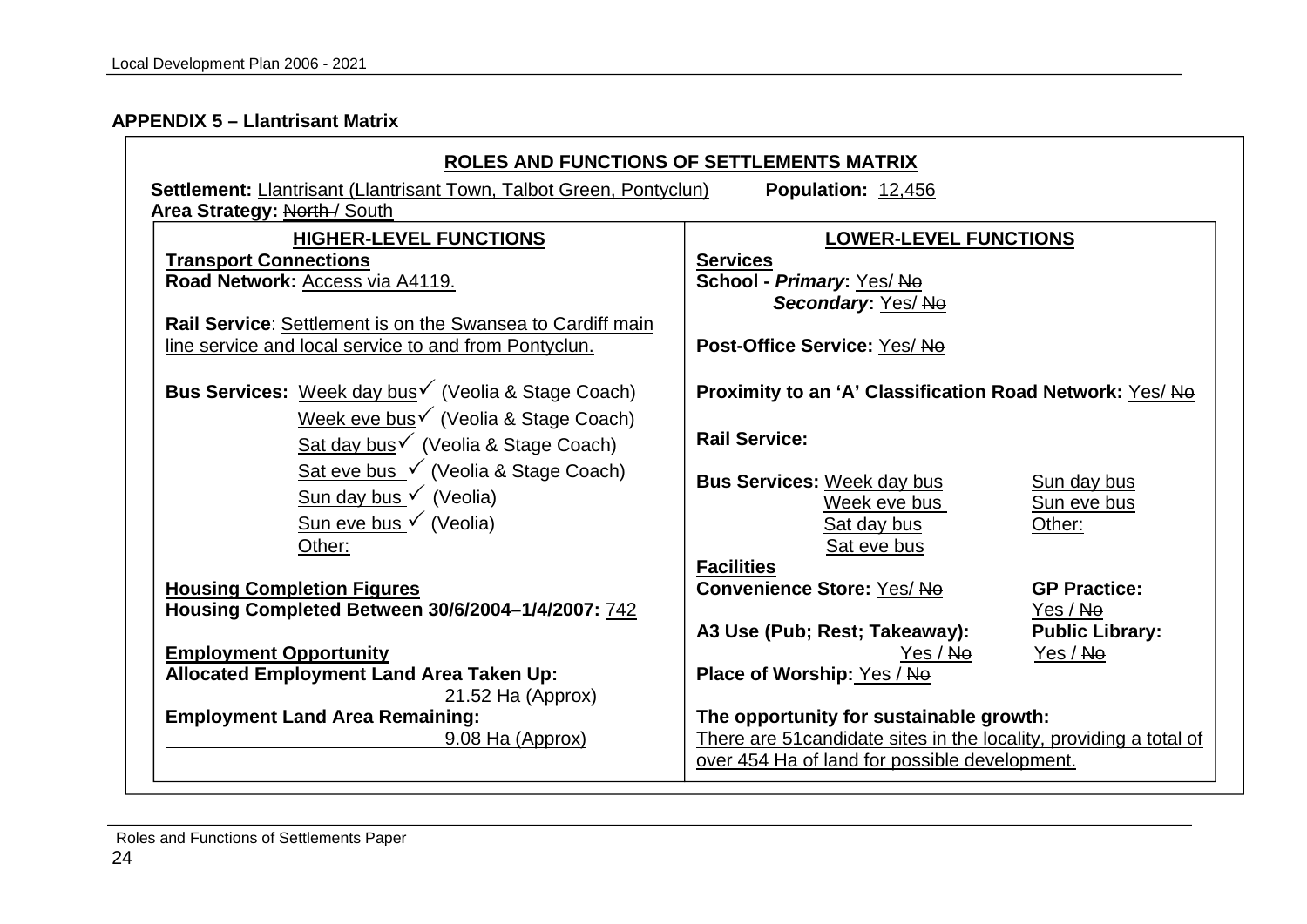## APPENDIX 5 – Llantrisant Matrix

### ROLES AND FUNCTIONS OF SETTLEMENTS MATRIX

**Settlement:** Llantrisant (Llantrisant Town, Talbot Green, Pontyclun) **Population:** 12,456
**Area Strategy:** ~~North~~ / South

| HIGHER-LEVEL FUNCTIONS | LOWER-LEVEL FUNCTIONS |
|---|---|
| **Transport Connections**<br>**Road Network:** Access via A4119.<br><br>**Rail Service**: Settlement is on the Swansea to Cardiff main line service and local service to and from Pontyclun.<br><br>**Bus Services:** Week day bus ✓ (Veolia & Stage Coach)<br>Week eve bus ✓ (Veolia & Stage Coach)<br>Sat day bus ✓ (Veolia & Stage Coach)<br>Sat eve bus ✓ (Veolia & Stage Coach)<br>Sun day bus ✓ (Veolia)<br>Sun eve bus ✓ (Veolia)<br>Other:<br><br>**Housing Completion Figures**<br>**Housing Completed Between 30/6/2004–1/4/2007:** 742<br><br>**Employment Opportunity**<br>**Allocated Employment Land Area Taken Up:** 21.52 Ha (Approx)<br>**Employment Land Area Remaining:** 9.08 Ha (Approx) | **Services**<br>**School - *Primary*:** Yes/ ~~No~~<br>***Secondary*:** Yes/ ~~No~~<br><br>**Post-Office Service:** Yes/ ~~No~~<br><br>**Proximity to an 'A' Classification Road Network:** Yes/ ~~No~~<br><br>**Rail Service:**<br><br>**Bus Services:** Week day bus, Week eve bus, Sat day bus, Sat eve bus, Sun day bus, Sun eve bus, Other:<br><br>**Facilities**<br>**Convenience Store:** Yes/ ~~No~~<br>**GP Practice:** Yes / ~~No~~<br>**A3 Use (Pub; Rest; Takeaway):** Yes / ~~No~~<br>**Public Library:** Yes / ~~No~~<br>**Place of Worship:** Yes / ~~No~~<br><br>**The opportunity for sustainable growth:**<br>There are 51candidate sites in the locality, providing a total of over 454 Ha of land for possible development. |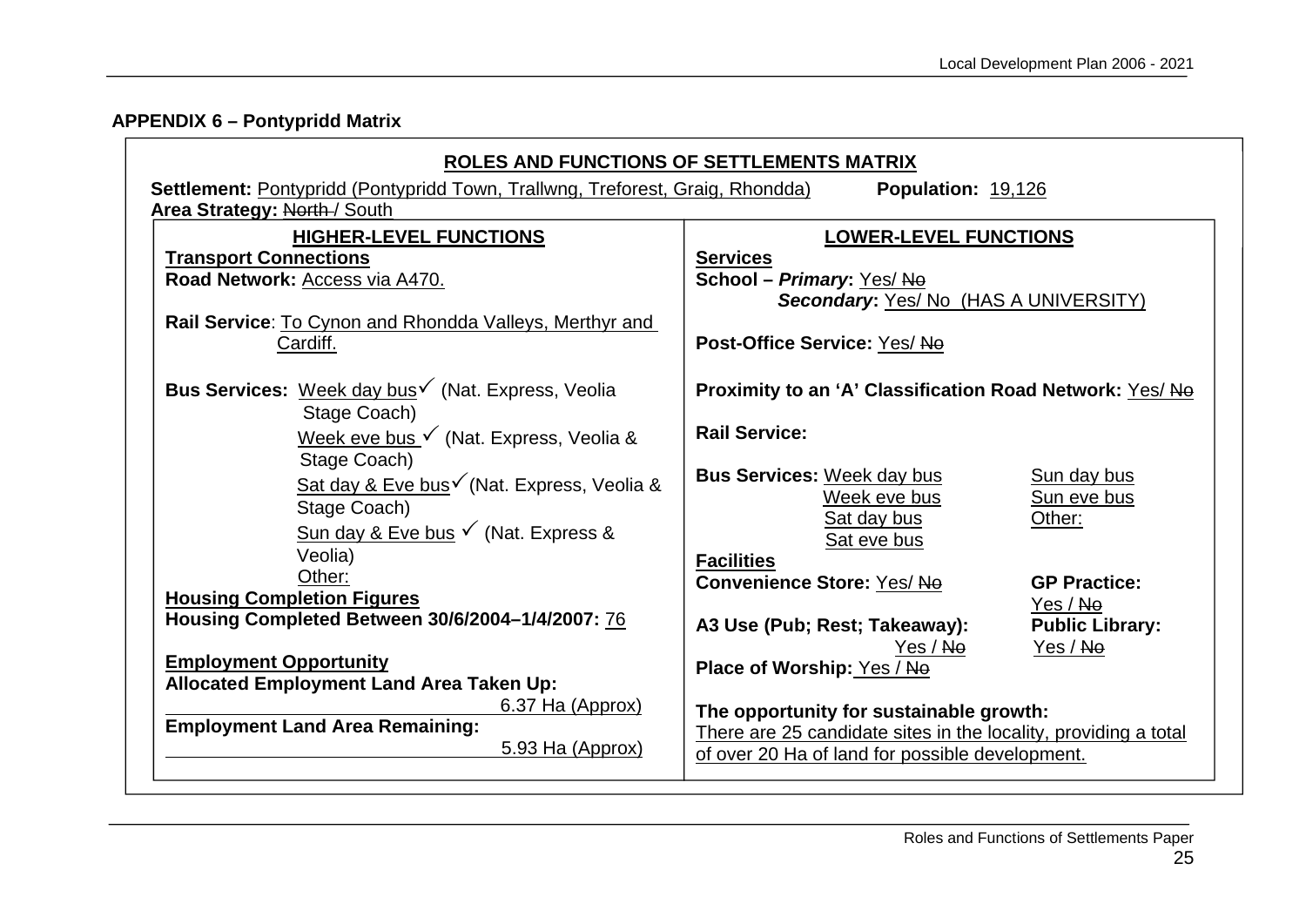## APPENDIX 6 – Pontypridd Matrix

### ROLES AND FUNCTIONS OF SETTLEMENTS MATRIX

**Settlement:** Pontypridd (Pontypridd Town, Trallwng, Treforest, Graig, Rhondda) **Population:** 19,126

**Area Strategy:** ~~North~~ / South

| HIGHER-LEVEL FUNCTIONS | LOWER-LEVEL FUNCTIONS |
| --- | --- |
| **Transport Connections**<br>**Road Network:** Access via A470.<br><br>**Rail Service**: To Cynon and Rhondda Valleys, Merthyr and Cardiff.<br><br>**Bus Services:** Week day bus✓ (Nat. Express, Veolia Stage Coach)<br>Week eve bus ✓ (Nat. Express, Veolia & Stage Coach)<br>Sat day & Eve bus✓(Nat. Express, Veolia & Stage Coach)<br>Sun day & Eve bus ✓ (Nat. Express & Veolia)<br>Other:<br>**Housing Completion Figures**<br>**Housing Completed Between 30/6/2004–1/4/2007:** 76<br><br>**Employment Opportunity**<br>**Allocated Employment Land Area Taken Up:** 6.37 Ha (Approx)<br>**Employment Land Area Remaining:** 5.93 Ha (Approx) | **Services**<br>**School – *Primary*:** Yes/ ~~No~~<br>***Secondary*:** Yes/ No (HAS A UNIVERSITY)<br><br>**Post-Office Service:** Yes/ ~~No~~<br><br>**Proximity to an 'A' Classification Road Network:** Yes/ ~~No~~<br><br>**Rail Service:**<br><br>**Bus Services:** Week day bus, Week eve bus, Sat day bus, Sat eve bus, Sun day bus, Sun eve bus, Other:<br>**Facilities**<br>**Convenience Store:** Yes/ ~~No~~<br>**GP Practice:** Yes / ~~No~~<br>**A3 Use (Pub; Rest; Takeaway):** Yes / ~~No~~<br>**Public Library:** Yes / ~~No~~<br>**Place of Worship:** Yes / ~~No~~<br><br>**The opportunity for sustainable growth:**<br>There are 25 candidate sites in the locality, providing a total of over 20 Ha of land for possible development. |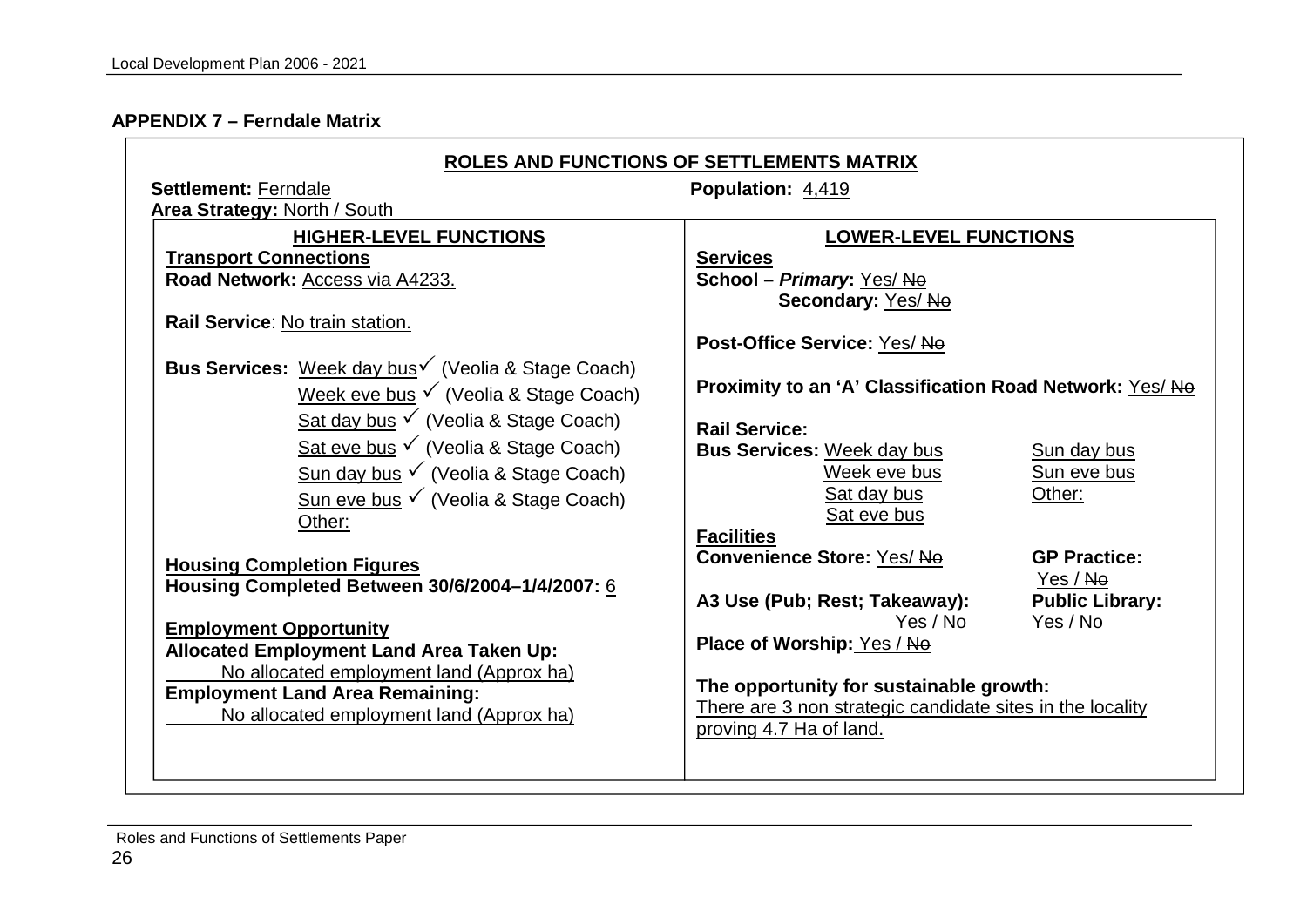## APPENDIX 7 – Ferndale Matrix

**ROLES AND FUNCTIONS OF SETTLEMENTS MATRIX**

**Settlement:** Ferndale  **Population:** 4,419

**Area Strategy:** North / ~~South~~

| HIGHER-LEVEL FUNCTIONS | LOWER-LEVEL FUNCTIONS |
|---|---|
| **Transport Connections**<br>**Road Network:** Access via A4233.<br><br>**Rail Service**: No train station.<br><br>**Bus Services:** Week day bus ✓ (Veolia & Stage Coach)<br>Week eve bus ✓ (Veolia & Stage Coach)<br>Sat day bus ✓ (Veolia & Stage Coach)<br>Sat eve bus ✓ (Veolia & Stage Coach)<br>Sun day bus ✓ (Veolia & Stage Coach)<br>Sun eve bus ✓ (Veolia & Stage Coach)<br>Other:<br><br>**Housing Completion Figures**<br>**Housing Completed Between 30/6/2004–1/4/2007:** 6<br><br>**Employment Opportunity**<br>**Allocated Employment Land Area Taken Up:**<br>No allocated employment land (Approx ha)<br>**Employment Land Area Remaining:**<br>No allocated employment land (Approx ha) | **Services**<br>**School – *Primary*:** Yes/ ~~No~~<br>**Secondary:** Yes/ ~~No~~<br><br>**Post-Office Service:** Yes/ ~~No~~<br><br>**Proximity to an 'A' Classification Road Network:** Yes/ ~~No~~<br><br>**Rail Service:**<br>**Bus Services:** Week day bus, Week eve bus, Sat day bus, Sat eve bus, Sun day bus, Sun eve bus, Other:<br>**Facilities**<br>**Convenience Store:** Yes/ ~~No~~<br>**GP Practice:** Yes / ~~No~~<br>**A3 Use (Pub; Rest; Takeaway):** Yes / ~~No~~<br>**Public Library:** Yes / ~~No~~<br>**Place of Worship:** Yes / ~~No~~<br><br>**The opportunity for sustainable growth:**<br>There are 3 non strategic candidate sites in the locality proving 4.7 Ha of land. |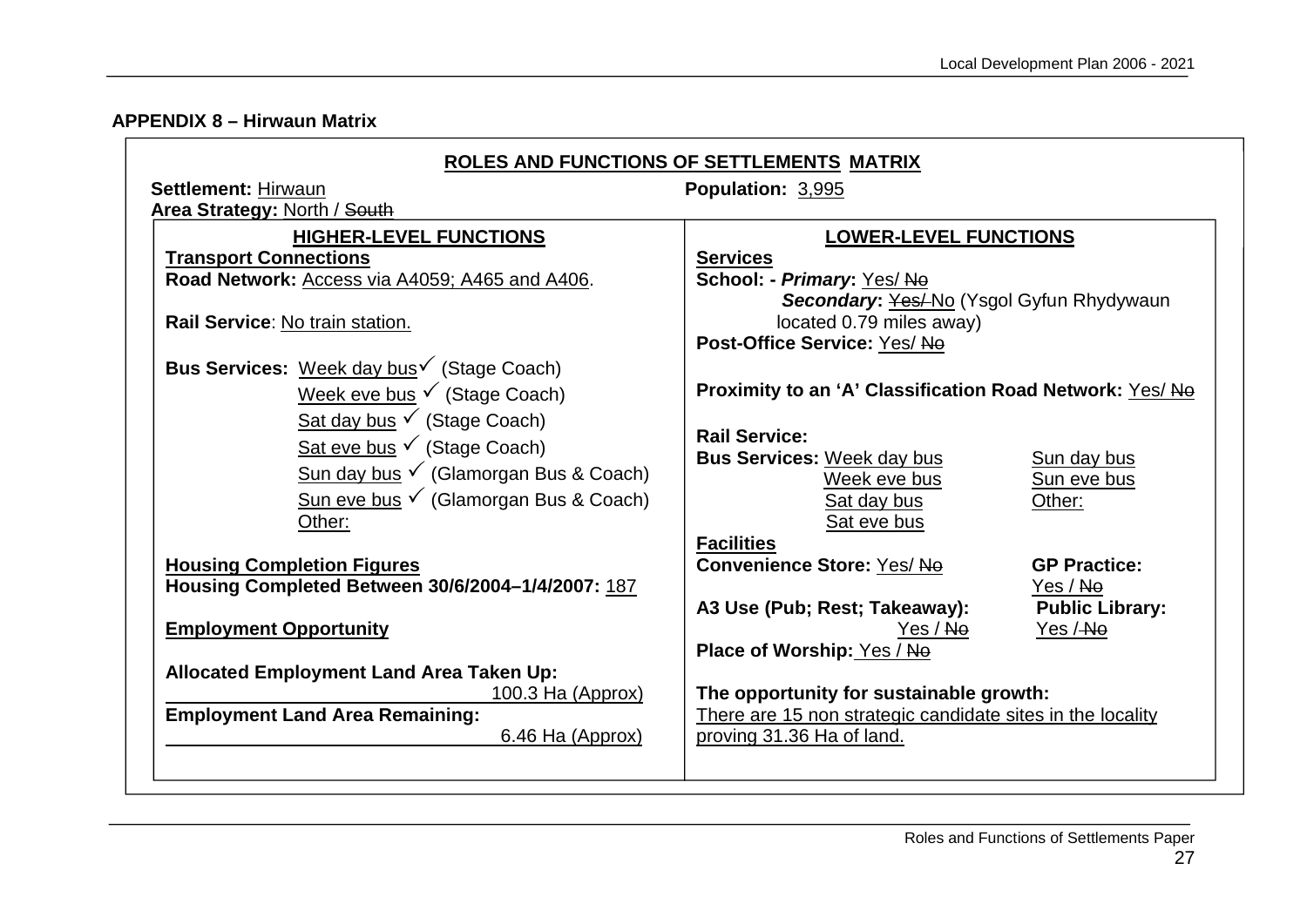## APPENDIX 8 – Hirwaun Matrix

### ROLES AND FUNCTIONS OF SETTLEMENTS MATRIX

**Settlement:** Hirwaun

**Population:** 3,995

**Area Strategy:** North / ~~South~~

| HIGHER-LEVEL FUNCTIONS | LOWER-LEVEL FUNCTIONS |
|---|---|
| **Transport Connections**<br>**Road Network:** Access via A4059; A465 and A406.<br><br>**Rail Service**: No train station.<br><br>**Bus Services:** Week day bus ✓ (Stage Coach)<br>Week eve bus ✓ (Stage Coach)<br>Sat day bus ✓ (Stage Coach)<br>Sat eve bus ✓ (Stage Coach)<br>Sun day bus ✓ (Glamorgan Bus & Coach)<br>Sun eve bus ✓ (Glamorgan Bus & Coach)<br>Other:<br><br>**Housing Completion Figures**<br>**Housing Completed Between 30/6/2004–1/4/2007:** 187<br><br>**Employment Opportunity**<br><br>**Allocated Employment Land Area Taken Up:** 100.3 Ha (Approx)<br>**Employment Land Area Remaining:** 6.46 Ha (Approx) | **Services**<br>**School: - *Primary*:** Yes/ ~~No~~<br>***Secondary*:** ~~Yes/~~ No (Ysgol Gyfun Rhydywaun located 0.79 miles away)<br>**Post-Office Service:** Yes/ ~~No~~<br><br>**Proximity to an 'A' Classification Road Network:** Yes/ ~~No~~<br><br>**Rail Service:**<br>**Bus Services:** Week day bus, Week eve bus, Sat day bus, Sat eve bus, Sun day bus, Sun eve bus, Other:<br>**Facilities**<br>**Convenience Store:** Yes/ ~~No~~<br>**GP Practice:** Yes / ~~No~~<br>**A3 Use (Pub; Rest; Takeaway):** Yes / ~~No~~<br>**Public Library:** Yes / ~~No~~<br>**Place of Worship:** Yes / ~~No~~<br><br>**The opportunity for sustainable growth:**<br>There are 15 non strategic candidate sites in the locality proving 31.36 Ha of land. |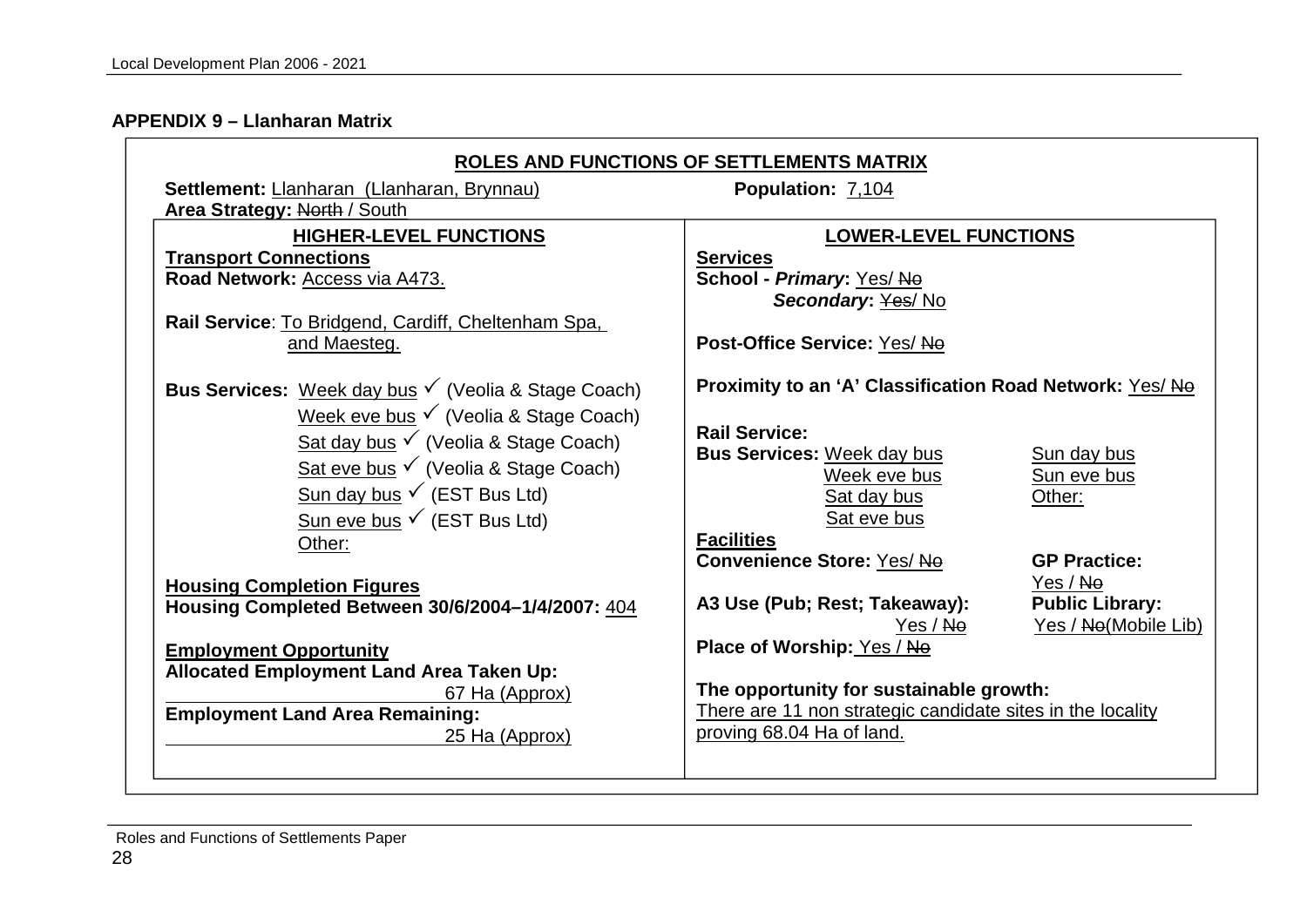## APPENDIX 9 – Llanharan Matrix

### ROLES AND FUNCTIONS OF SETTLEMENTS MATRIX

**Settlement:** Llanharan (Llanharan, Brynnau) **Population:** 7,104

**Area Strategy:** ~~North~~ / South

| HIGHER-LEVEL FUNCTIONS | LOWER-LEVEL FUNCTIONS |
|---|---|
| **Transport Connections**<br>**Road Network:** Access via A473.<br><br>**Rail Service**: To Bridgend, Cardiff, Cheltenham Spa, and Maesteg.<br><br>**Bus Services:** Week day bus ✓ (Veolia & Stage Coach)<br>Week eve bus ✓ (Veolia & Stage Coach)<br>Sat day bus ✓ (Veolia & Stage Coach)<br>Sat eve bus ✓ (Veolia & Stage Coach)<br>Sun day bus ✓ (EST Bus Ltd)<br>Sun eve bus ✓ (EST Bus Ltd)<br>Other:<br><br>**Housing Completion Figures**<br>**Housing Completed Between 30/6/2004–1/4/2007:** 404<br><br>**Employment Opportunity**<br>**Allocated Employment Land Area Taken Up:** 67 Ha (Approx)<br>**Employment Land Area Remaining:** 25 Ha (Approx) | **Services**<br>**School - *Primary*:** Yes/ ~~No~~<br>***Secondary*:** ~~Yes~~/ No<br><br>**Post-Office Service:** Yes/ ~~No~~<br><br>**Proximity to an 'A' Classification Road Network:** Yes/ ~~No~~<br><br>**Rail Service:**<br>**Bus Services:** Week day bus, Week eve bus, Sat day bus, Sat eve bus, Sun day bus, Sun eve bus, Other:<br><br>**Facilities**<br>**Convenience Store:** Yes/ ~~No~~<br>**GP Practice:** Yes / ~~No~~<br>**A3 Use (Pub; Rest; Takeaway):** Yes / ~~No~~<br>**Public Library:** Yes / ~~No~~(Mobile Lib)<br>**Place of Worship:** Yes / ~~No~~<br><br>**The opportunity for sustainable growth:**<br>There are 11 non strategic candidate sites in the locality proving 68.04 Ha of land. |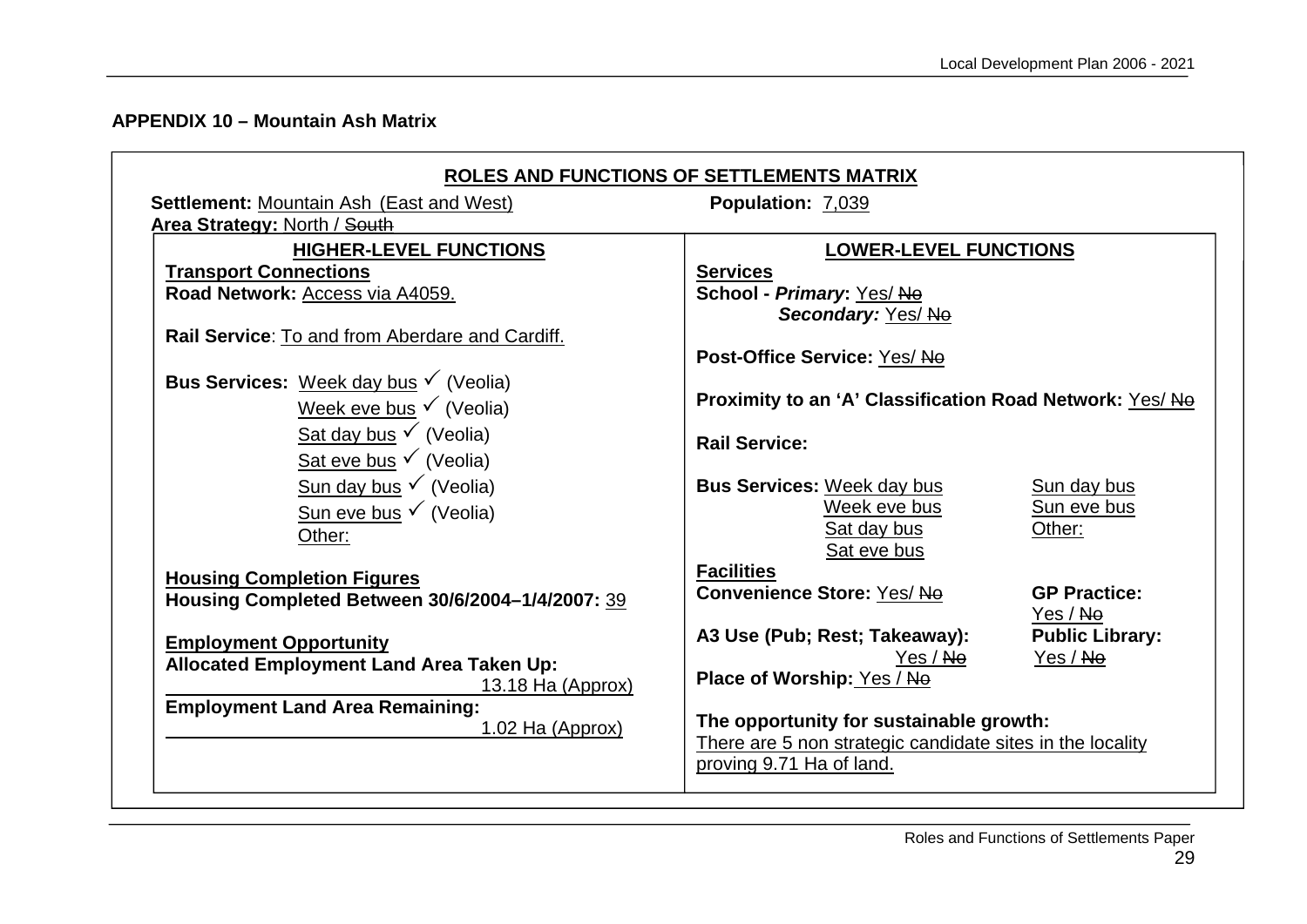## APPENDIX 10 – Mountain Ash Matrix

**ROLES AND FUNCTIONS OF SETTLEMENTS MATRIX**

**Settlement:** Mountain Ash (East and West) **Population:** 7,039

**Area Strategy:** North / ~~South~~

| HIGHER-LEVEL FUNCTIONS | LOWER-LEVEL FUNCTIONS |
|---|---|
| **Transport Connections**<br>**Road Network:** Access via A4059.<br><br>**Rail Service**: To and from Aberdare and Cardiff.<br><br>**Bus Services:** Week day bus ✓ (Veolia)<br>Week eve bus ✓ (Veolia)<br>Sat day bus ✓ (Veolia)<br>Sat eve bus ✓ (Veolia)<br>Sun day bus ✓ (Veolia)<br>Sun eve bus ✓ (Veolia)<br>Other:<br><br>**Housing Completion Figures**<br>**Housing Completed Between 30/6/2004–1/4/2007:** 39<br><br>**Employment Opportunity**<br>**Allocated Employment Land Area Taken Up:** 13.18 Ha (Approx)<br>**Employment Land Area Remaining:** 1.02 Ha (Approx) | **Services**<br>**School - *Primary*:** Yes/ ~~No~~<br>***Secondary:*** Yes/ ~~No~~<br><br>**Post-Office Service:** Yes/ ~~No~~<br><br>**Proximity to an 'A' Classification Road Network:** Yes/ ~~No~~<br><br>**Rail Service:**<br><br>**Bus Services:** Week day bus, Week eve bus, Sat day bus, Sat eve bus, Sun day bus, Sun eve bus, Other:<br><br>**Facilities**<br>**Convenience Store:** Yes/ ~~No~~<br>**GP Practice:** Yes / ~~No~~<br>**A3 Use (Pub; Rest; Takeaway):** Yes / ~~No~~<br>**Public Library:** Yes / ~~No~~<br>**Place of Worship:** Yes / ~~No~~<br><br>**The opportunity for sustainable growth:**<br>There are 5 non strategic candidate sites in the locality proving 9.71 Ha of land. |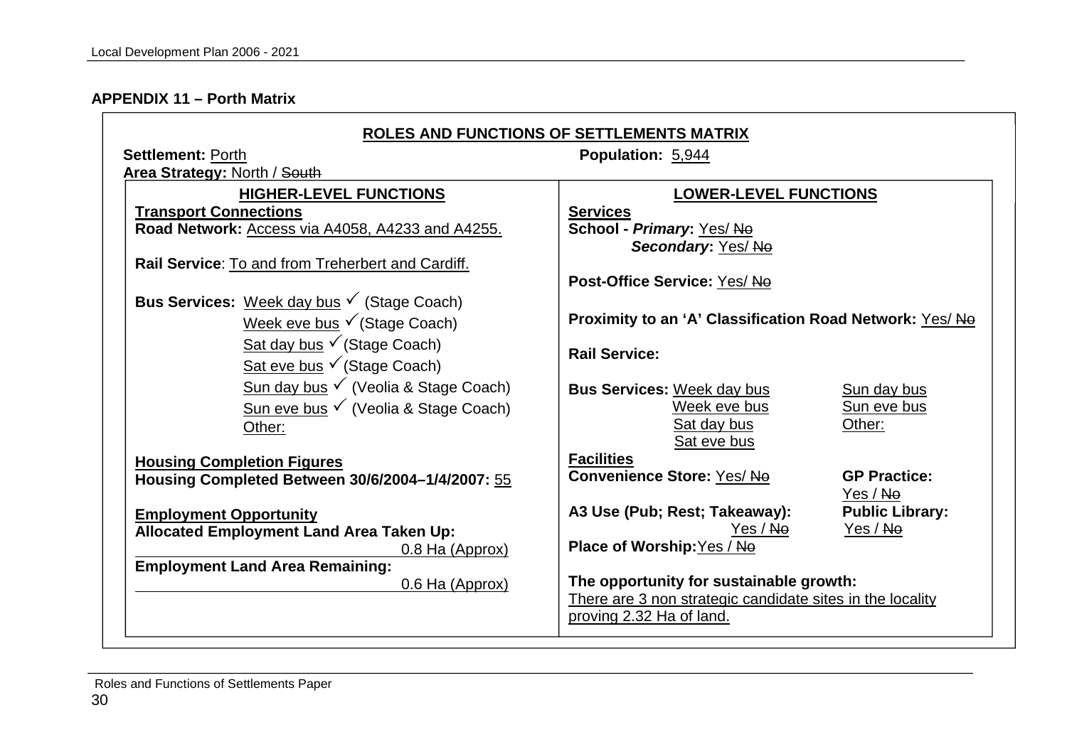**APPENDIX 11 – Porth Matrix**

**ROLES AND FUNCTIONS OF SETTLEMENTS MATRIX**

**Settlement:** Porth

**Population:** 5,944

**Area Strategy:** North / ~~South~~

| HIGHER-LEVEL FUNCTIONS | LOWER-LEVEL FUNCTIONS |
|---|---|
| **Transport Connections**<br>**Road Network:** Access via A4058, A4233 and A4255.<br><br>**Rail Service**: To and from Treherbert and Cardiff.<br><br>**Bus Services:** Week day bus ✓ (Stage Coach)<br>Week eve bus ✓ (Stage Coach)<br>Sat day bus ✓ (Stage Coach)<br>Sat eve bus ✓ (Stage Coach)<br>Sun day bus ✓ (Veolia & Stage Coach)<br>Sun eve bus ✓ (Veolia & Stage Coach)<br>Other:<br><br>**Housing Completion Figures**<br>**Housing Completed Between 30/6/2004–1/4/2007:** 55<br><br>**Employment Opportunity**<br>**Allocated Employment Land Area Taken Up:** 0.8 Ha (Approx)<br>**Employment Land Area Remaining:** 0.6 Ha (Approx) | **Services**<br>**School - *Primary*:** Yes/ ~~No~~<br>***Secondary*:** Yes/ ~~No~~<br><br>**Post-Office Service:** Yes/ ~~No~~<br><br>**Proximity to an 'A' Classification Road Network:** Yes/ ~~No~~<br><br>**Rail Service:**<br><br>**Bus Services:** Week day bus, Week eve bus, Sat day bus, Sat eve bus, Sun day bus, Sun eve bus, Other:<br><br>**Facilities**<br>**Convenience Store:** Yes/ ~~No~~<br>**GP Practice:** Yes / ~~No~~<br>**A3 Use (Pub; Rest; Takeaway):** Yes / ~~No~~<br>**Public Library:** Yes / ~~No~~<br>**Place of Worship:** Yes / ~~No~~<br><br>**The opportunity for sustainable growth:**<br>There are 3 non strategic candidate sites in the locality proving 2.32 Ha of land. |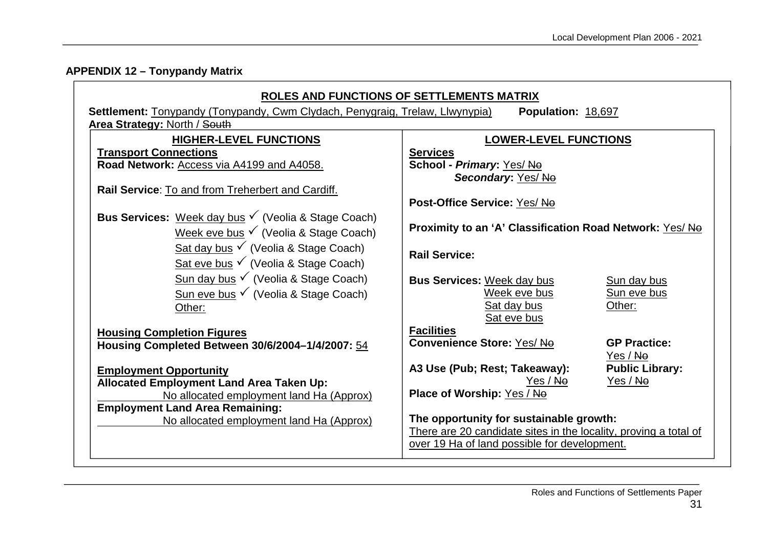**APPENDIX 12 – Tonypandy Matrix**

**ROLES AND FUNCTIONS OF SETTLEMENTS MATRIX**

**Settlement:** Tonypandy (Tonypandy, Cwm Clydach, Penygraig, Trelaw, Llwynypia) **Population:** 18,697
**Area Strategy:** North / ~~South~~

| **HIGHER-LEVEL FUNCTIONS** | **LOWER-LEVEL FUNCTIONS** |
|---|---|
| **Transport Connections**<br>**Road Network:** Access via A4199 and A4058.<br><br>**Rail Service**: To and from Treherbert and Cardiff.<br><br>**Bus Services:** Week day bus ✓ (Veolia & Stage Coach)<br>Week eve bus ✓ (Veolia & Stage Coach)<br>Sat day bus ✓ (Veolia & Stage Coach)<br>Sat eve bus ✓ (Veolia & Stage Coach)<br>Sun day bus ✓ (Veolia & Stage Coach)<br>Sun eve bus ✓ (Veolia & Stage Coach)<br>Other:<br><br>**Housing Completion Figures**<br>**Housing Completed Between 30/6/2004–1/4/2007:** 54<br><br>**Employment Opportunity**<br>**Allocated Employment Land Area Taken Up:**<br>No allocated employment land Ha (Approx)<br>**Employment Land Area Remaining:**<br>No allocated employment land Ha (Approx) | **Services**<br>**School - *Primary*:** Yes/ ~~No~~<br>***Secondary*:** Yes/ ~~No~~<br><br>**Post-Office Service:** Yes/ ~~No~~<br><br>**Proximity to an 'A' Classification Road Network:** Yes/ ~~No~~<br><br>**Rail Service:**<br><br>**Bus Services:** Week day bus, Week eve bus, Sat day bus, Sat eve bus, Sun day bus, Sun eve bus, Other:<br><br>**Facilities**<br>**Convenience Store:** Yes/ ~~No~~<br>**GP Practice:** Yes / ~~No~~<br>**A3 Use (Pub; Rest; Takeaway):** Yes / ~~No~~<br>**Public Library:** Yes / ~~No~~<br>**Place of Worship:** Yes / ~~No~~<br><br>**The opportunity for sustainable growth:**<br>There are 20 candidate sites in the locality, proving a total of over 19 Ha of land possible for development. |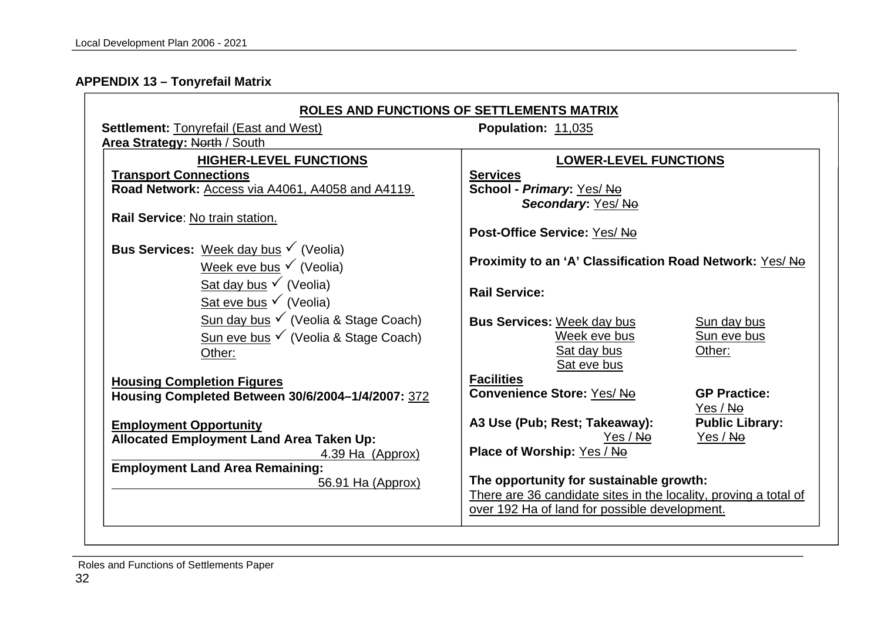## APPENDIX 13 – Tonyrefail Matrix

### ROLES AND FUNCTIONS OF SETTLEMENTS MATRIX

**Settlement:** Tonyrefail (East and West) **Population:** 11,035

**Area Strategy:** ~~North~~ / South

| HIGHER-LEVEL FUNCTIONS | LOWER-LEVEL FUNCTIONS |
|---|---|
| **Transport Connections**<br>**Road Network:** Access via A4061, A4058 and A4119.<br><br>**Rail Service**: No train station.<br><br>**Bus Services:** Week day bus ✓ (Veolia)<br>Week eve bus ✓ (Veolia)<br>Sat day bus ✓ (Veolia)<br>Sat eve bus ✓ (Veolia)<br>Sun day bus ✓ (Veolia & Stage Coach)<br>Sun eve bus ✓ (Veolia & Stage Coach)<br>Other:<br><br>**Housing Completion Figures**<br>**Housing Completed Between 30/6/2004–1/4/2007:** 372<br><br>**Employment Opportunity**<br>**Allocated Employment Land Area Taken Up:** 4.39 Ha (Approx)<br>**Employment Land Area Remaining:** 56.91 Ha (Approx) | **Services**<br>**School - *Primary*:** Yes/ ~~No~~<br>***Secondary*:** Yes/ ~~No~~<br><br>**Post-Office Service:** Yes/ ~~No~~<br><br>**Proximity to an 'A' Classification Road Network:** Yes/ ~~No~~<br><br>**Rail Service:**<br><br>**Bus Services:** Week day bus, Week eve bus, Sat day bus, Sat eve bus, Sun day bus, Sun eve bus, Other:<br><br>**Facilities**<br>**Convenience Store:** Yes/ ~~No~~<br>**GP Practice:** Yes / ~~No~~<br>**A3 Use (Pub; Rest; Takeaway):** Yes / ~~No~~<br>**Public Library:** Yes / ~~No~~<br>**Place of Worship:** Yes / ~~No~~<br><br>**The opportunity for sustainable growth:**<br>There are 36 candidate sites in the locality, proving a total of over 192 Ha of land for possible development. |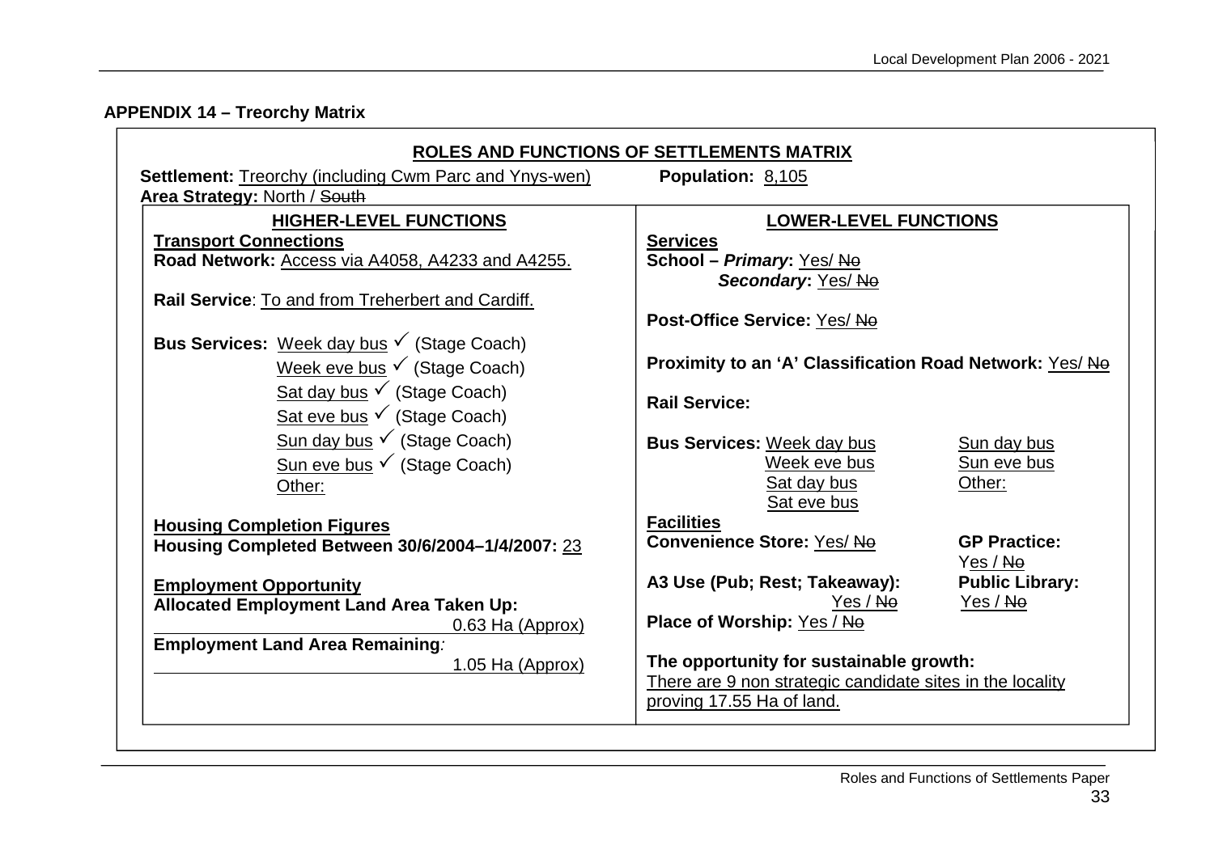## APPENDIX 14 – Treorchy Matrix

### ROLES AND FUNCTIONS OF SETTLEMENTS MATRIX

**Settlement:** Treorchy (including Cwm Parc and Ynys-wen) **Population:** 8,105

**Area Strategy:** North / ~~South~~

| HIGHER-LEVEL FUNCTIONS | LOWER-LEVEL FUNCTIONS |
|---|---|
| **Transport Connections**<br>**Road Network:** Access via A4058, A4233 and A4255.<br><br>**Rail Service**: To and from Treherbert and Cardiff.<br><br>**Bus Services:** Week day bus ✓ (Stage Coach)<br>Week eve bus ✓ (Stage Coach)<br>Sat day bus ✓ (Stage Coach)<br>Sat eve bus ✓ (Stage Coach)<br>Sun day bus ✓ (Stage Coach)<br>Sun eve bus ✓ (Stage Coach)<br>Other:<br><br>**Housing Completion Figures**<br>**Housing Completed Between 30/6/2004–1/4/2007:** 23<br><br>**Employment Opportunity**<br>**Allocated Employment Land Area Taken Up:** 0.63 Ha (Approx)<br>**Employment Land Area Remaining**: 1.05 Ha (Approx) | **Services**<br>**School – *Primary*:** Yes/ ~~No~~<br>***Secondary*:** Yes/ ~~No~~<br><br>**Post-Office Service:** Yes/ ~~No~~<br><br>**Proximity to an 'A' Classification Road Network:** Yes/ ~~No~~<br><br>**Rail Service:**<br><br>**Bus Services:** Week day bus, Week eve bus, Sat day bus, Sat eve bus, Sun day bus, Sun eve bus, Other:<br><br>**Facilities**<br>**Convenience Store:** Yes/ ~~No~~<br>**GP Practice:** Yes / ~~No~~<br>**A3 Use (Pub; Rest; Takeaway):** Yes / ~~No~~<br>**Public Library:** Yes / ~~No~~<br>**Place of Worship:** Yes / ~~No~~<br><br>**The opportunity for sustainable growth:**<br>There are 9 non strategic candidate sites in the locality proving 17.55 Ha of land. |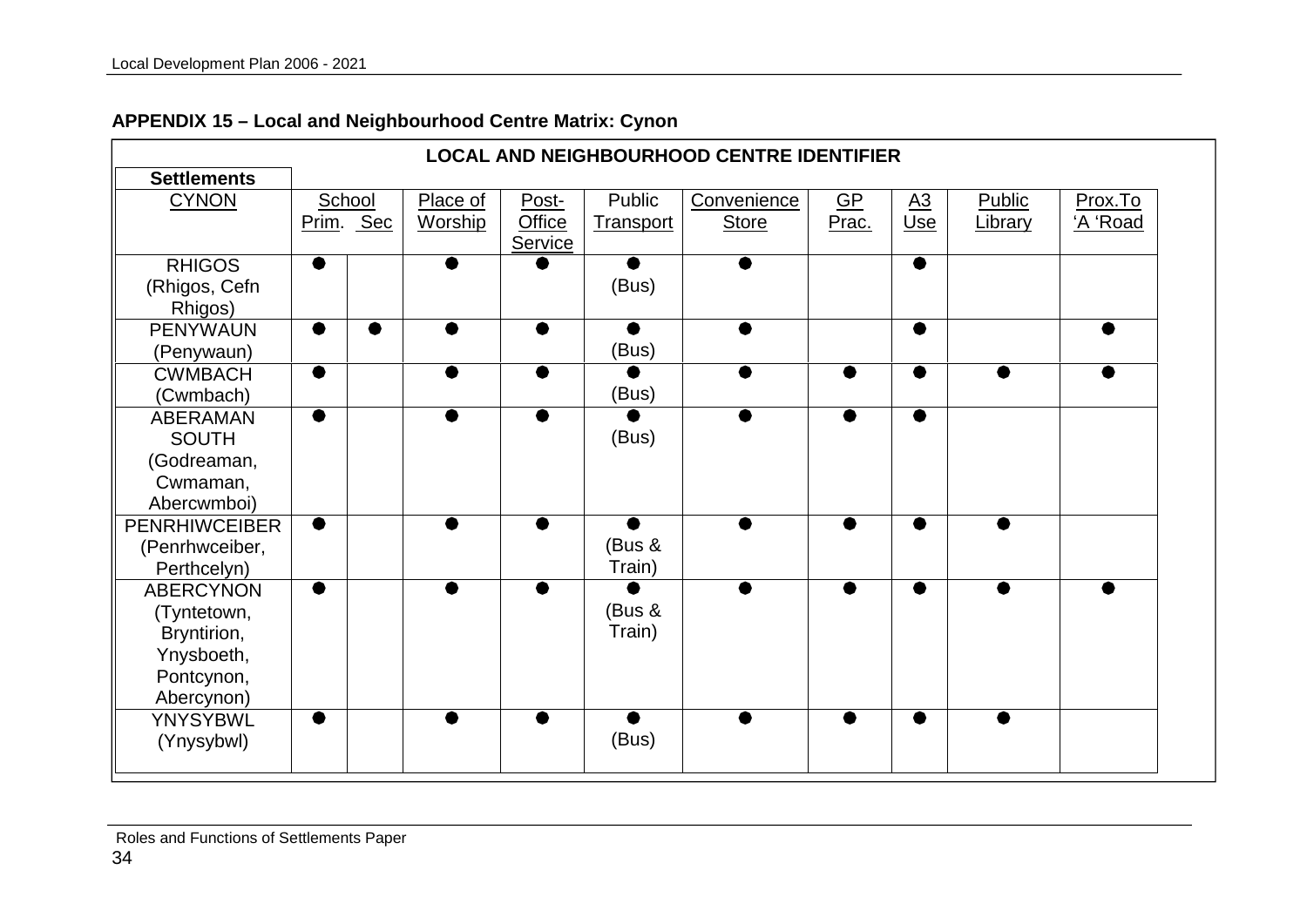## APPENDIX 15 – Local and Neighbourhood Centre Matrix: Cynon

| LOCAL AND NEIGHBOURHOOD CENTRE IDENTIFIER | | | | | | | | | | |
|---|---|---|---|---|---|---|---|---|---|---|
| **Settlements** | | | | | | | | | | |
| CYNON | School Prim. | Sec | Place of Worship | Post-Office Service | Public Transport | Convenience Store | GP Prac. | A3 Use | Public Library | Prox.To 'A 'Road |
| RHIGOS (Rhigos, Cefn Rhigos) | ● | | ● | ● | ● (Bus) | ● | | ● | | |
| PENYWAUN (Penywaun) | ● | ● | ● | ● | ● (Bus) | ● | | ● | | ● |
| CWMBACH (Cwmbach) | ● | | ● | ● | ● (Bus) | ● | ● | ● | ● | ● |
| ABERAMAN SOUTH (Godreaman, Cwmaman, Abercwmboi) | ● | | ● | ● | ● (Bus) | ● | ● | ● | | |
| PENRHIWCEIBER (Penrhwceiber, Perthcelyn) | ● | | ● | ● | ● (Bus & Train) | ● | ● | ● | ● | |
| ABERCYNON (Tyntetown, Bryntirion, Ynysboeth, Pontcynon, Abercynon) | ● | | ● | ● | ● (Bus & Train) | ● | ● | ● | ● | ● |
| YNYSYBWL (Ynysybwl) | ● | | ● | ● | ● (Bus) | ● | ● | ● | ● | |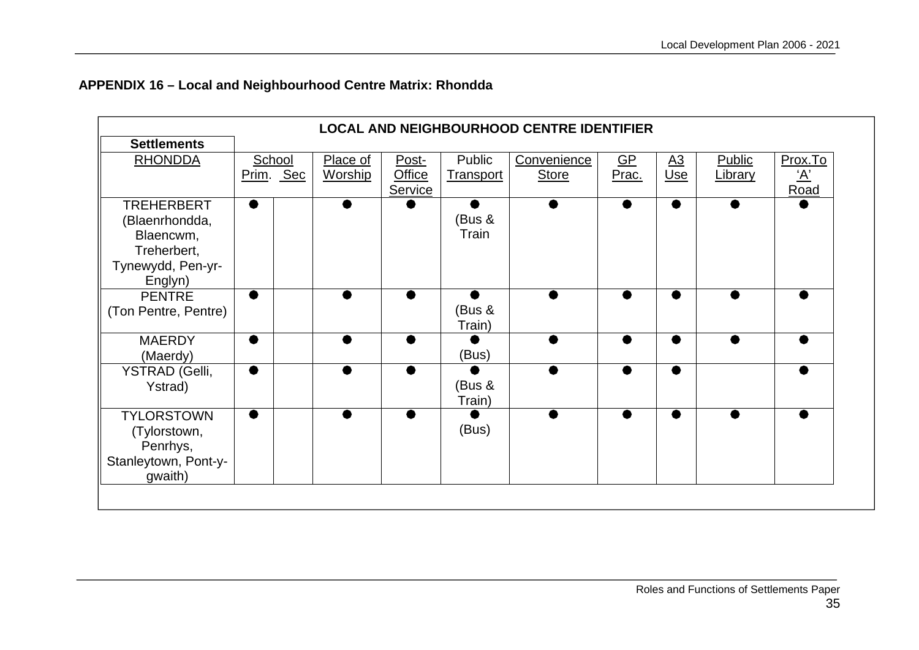## APPENDIX 16 – Local and Neighbourhood Centre Matrix: Rhondda

| Settlements | LOCAL AND NEIGHBOURHOOD CENTRE IDENTIFIER | | | | | | | | | |
|---|---|---|---|---|---|---|---|---|---|---|
| RHONDDA | School Prim. | Sec | Place of Worship | Post-Office Service | Public Transport | Convenience Store | GP Prac. | A3 Use | Public Library | Prox.To 'A' Road |
| TREHERBERT (Blaenrhondda, Blaencwm, Treherbert, Tynewydd, Pen-yr-Englyn) | ● | | ● | ● | ● (Bus & Train | ● | ● | ● | ● | ● |
| PENTRE (Ton Pentre, Pentre) | ● | | ● | ● | ● (Bus & Train) | ● | ● | ● | ● | ● |
| MAERDY (Maerdy) | ● | | ● | ● | ● (Bus) | ● | ● | ● | ● | ● |
| YSTRAD (Gelli, Ystrad) | ● | | ● | ● | ● (Bus & Train) | ● | ● | ● | | ● |
| TYLORSTOWN (Tylorstown, Penrhys, Stanleytown, Pont-y-gwaith) | ● | | ● | ● | ● (Bus) | ● | ● | ● | ● | ● |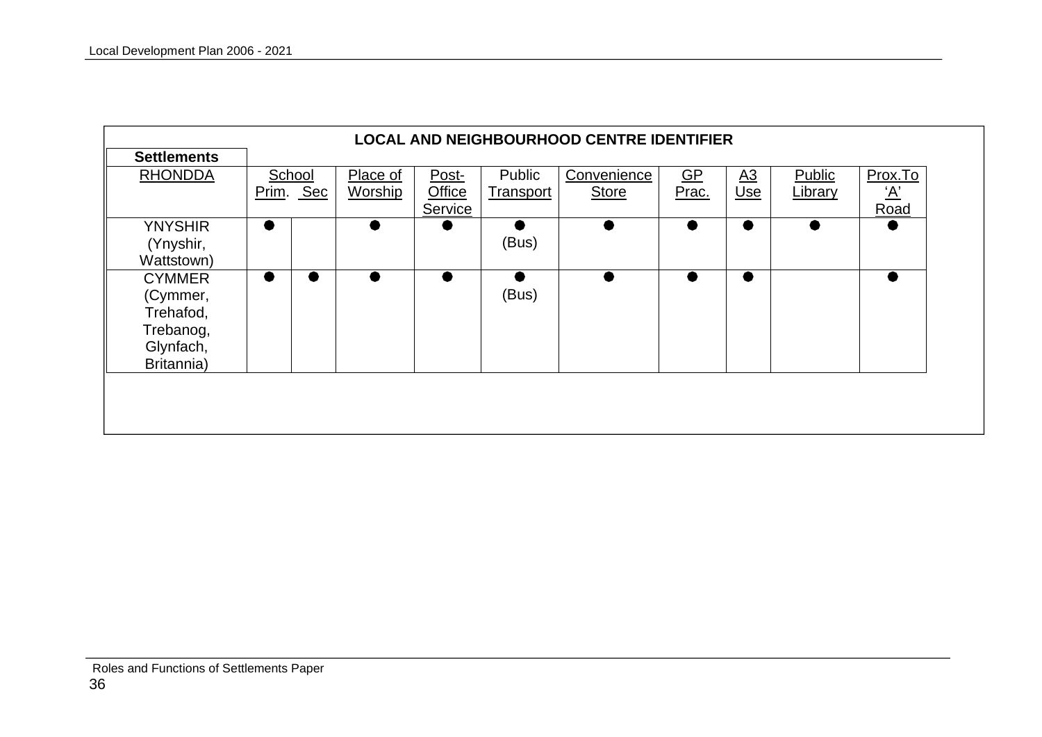## LOCAL AND NEIGHBOURHOOD CENTRE IDENTIFIER

| Settlements | | | | | | | | | | |
|---|---|---|---|---|---|---|---|---|---|---|
| RHONDDA | School Prim. | Sec | Place of Worship | Post-Office Service | Public Transport | Convenience Store | GP Prac. | A3 Use | Public Library | Prox.To 'A' Road |
| YNYSHIR (Ynyshir, Wattstown) | ● | | ● | ● | ● (Bus) | ● | ● | ● | ● | ● |
| CYMMER (Cymmer, Trehafod, Trebanog, Glynfach, Britannia) | ● | ● | ● | ● | ● (Bus) | ● | ● | ● | | ● |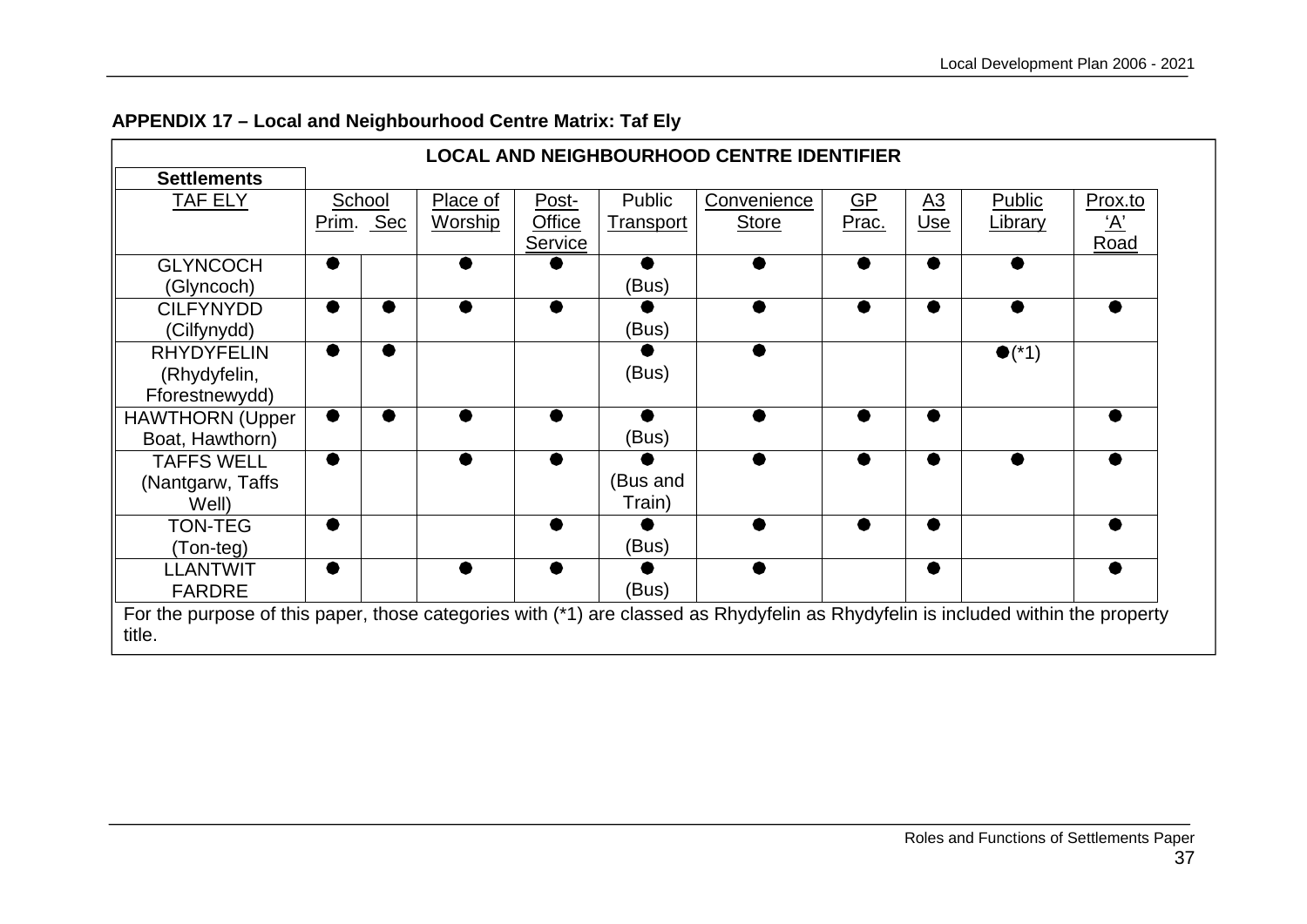## APPENDIX 17 – Local and Neighbourhood Centre Matrix: Taf Ely

| Settlements | LOCAL AND NEIGHBOURHOOD CENTRE IDENTIFIER | | | | | | | | | |
|---|---|---|---|---|---|---|---|---|---|---|
| TAF ELY | School Prim. | School Sec | Place of Worship | Post-Office Service | Public Transport | Convenience Store | GP Prac. | A3 Use | Public Library | Prox.to 'A' Road |
| GLYNCOCH (Glyncoch) | ● | | ● | ● | ● (Bus) | ● | ● | ● | ● | |
| CILFYNYDD (Cilfynydd) | ● | ● | ● | ● | ● (Bus) | ● | ● | ● | ● | ● |
| RHYDYFELIN (Rhydyfelin, Fforestnewydd) | ● | ● | | | ● (Bus) | ● | | | ●(*1) | |
| HAWTHORN (Upper Boat, Hawthorn) | ● | ● | ● | ● | ● (Bus) | ● | ● | ● | | ● |
| TAFFS WELL (Nantgarw, Taffs Well) | ● | | ● | ● | ● (Bus and Train) | ● | ● | ● | ● | ● |
| TON-TEG (Ton-teg) | ● | | | ● | ● (Bus) | ● | ● | ● | | ● |
| LLANTWIT FARDRE | ● | | ● | ● | ● (Bus) | ● | | ● | | ● |

For the purpose of this paper, those categories with (*1) are classed as Rhydyfelin as Rhydyfelin is included within the property title.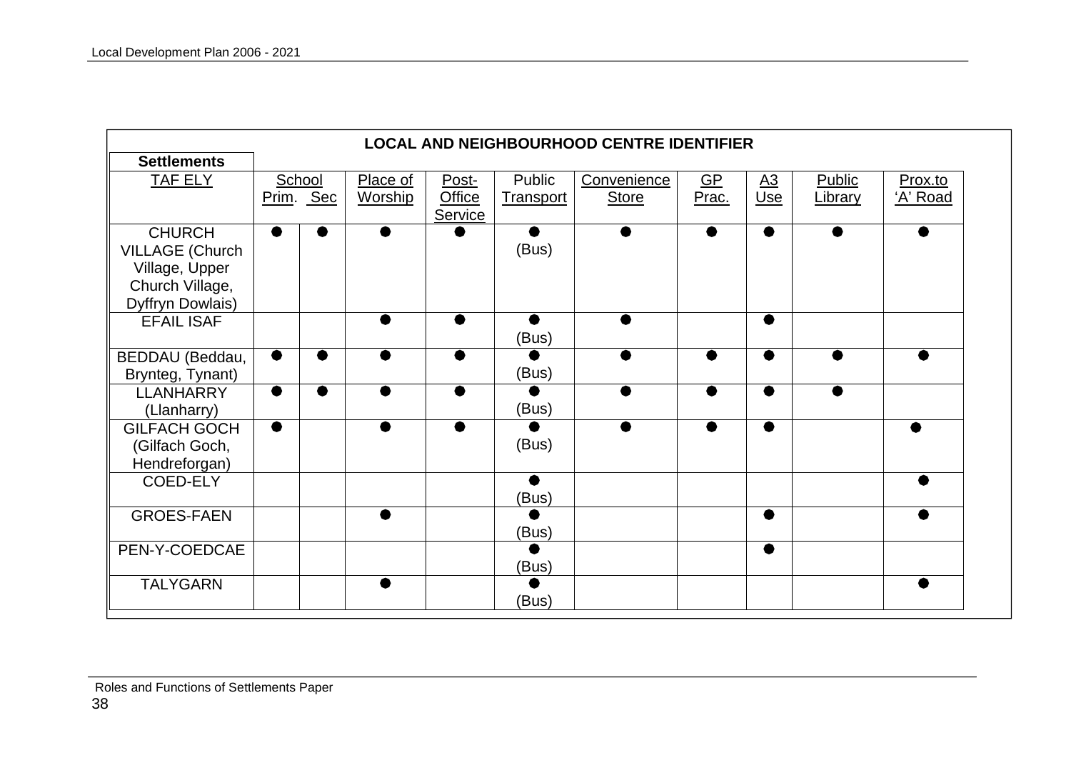| LOCAL AND NEIGHBOURHOOD CENTRE IDENTIFIER | | | | | | | | | | | |
|---|---|---|---|---|---|---|---|---|---|---|---|
| **Settlements** | | | | | | | | | | | |
| TAF ELY | School Prim. | Sec | Place of Worship | Post-Office Service | Public Transport | Convenience Store | GP Prac. | A3 Use | Public Library | Prox.to 'A' Road |
| CHURCH VILLAGE (Church Village, Upper Church Village, Dyffryn Dowlais) | ● | ● | ● | ● | ● (Bus) | ● | ● | ● | ● | ● |
| EFAIL ISAF | | | ● | ● | ● (Bus) | ● | | ● | | |
| BEDDAU (Beddau, Brynteg, Tynant) | ● | ● | ● | ● | ● (Bus) | ● | ● | ● | ● | ● |
| LLANHARRY (Llanharry) | ● | ● | ● | ● | ● (Bus) | ● | ● | ● | ● | |
| GILFACH GOCH (Gilfach Goch, Hendreforgan) | ● | | ● | ● | ● (Bus) | ● | ● | ● | | ● |
| COED-ELY | | | | | ● (Bus) | | | | | ● |
| GROES-FAEN | | | ● | | ● (Bus) | | | ● | | ● |
| PEN-Y-COEDCAE | | | | | ● (Bus) | | | ● | | |
| TALYGARN | | | ● | | ● (Bus) | | | | | ● |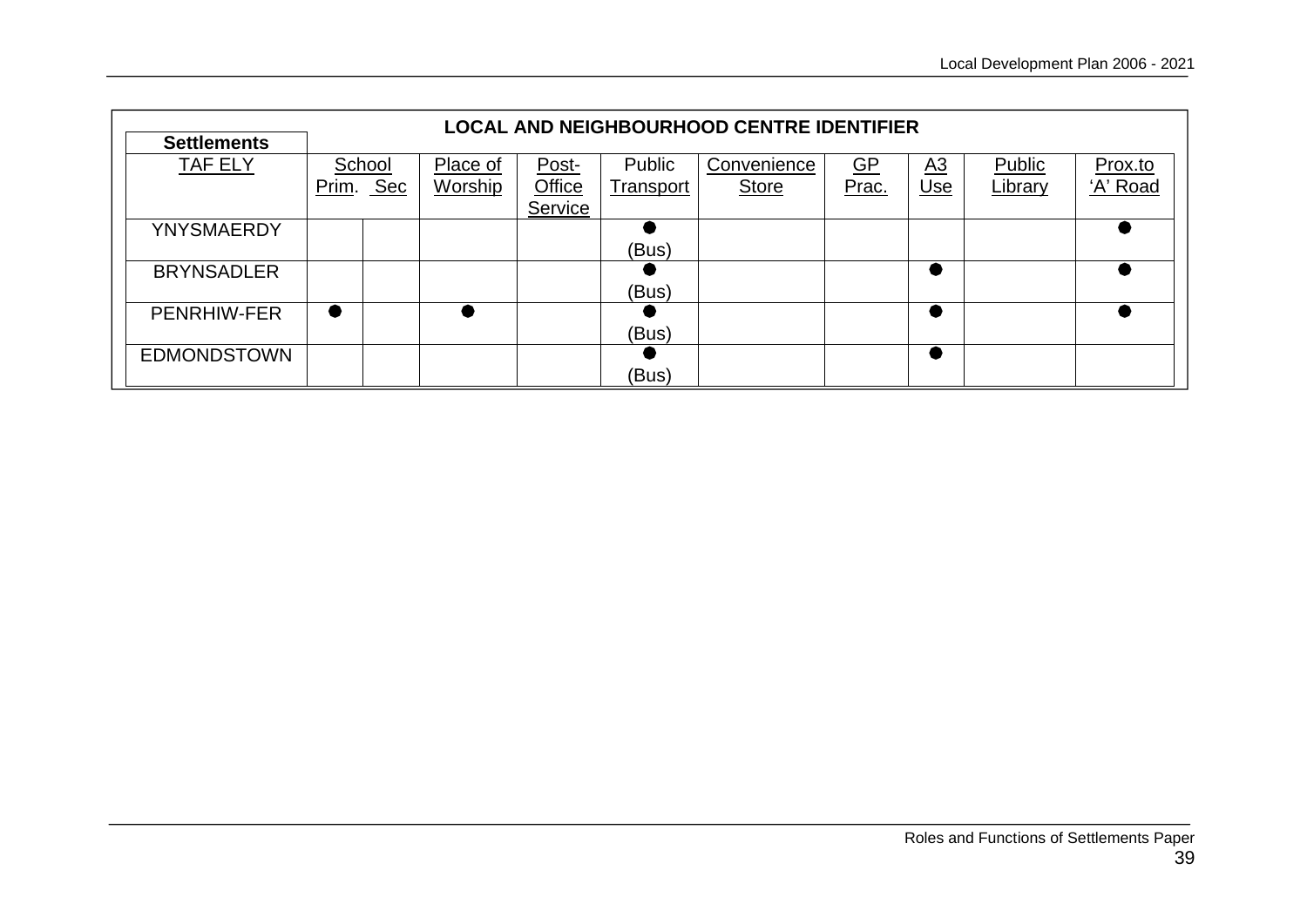| LOCAL AND NEIGHBOURHOOD CENTRE IDENTIFIER | | | | | | | | | | |
|---|---|---|---|---|---|---|---|---|---|---|
| Settlements | | | | | | | | | | |
| TAF ELY | School | | Place of Worship | Post-Office Service | Public Transport | Convenience Store | GP Prac. | A3 Use | Public Library | Prox.to 'A' Road |
| | Prim. | Sec | | | | | | | | |
| YNYSMAERDY | | | | | ● (Bus) | | | | | ● |
| BRYNSADLER | | | | | ● (Bus) | | | ● | | ● |
| PENRHIW-FER | ● | | ● | | ● (Bus) | | | ● | | ● |
| EDMONDSTOWN | | | | | ● (Bus) | | | ● | | |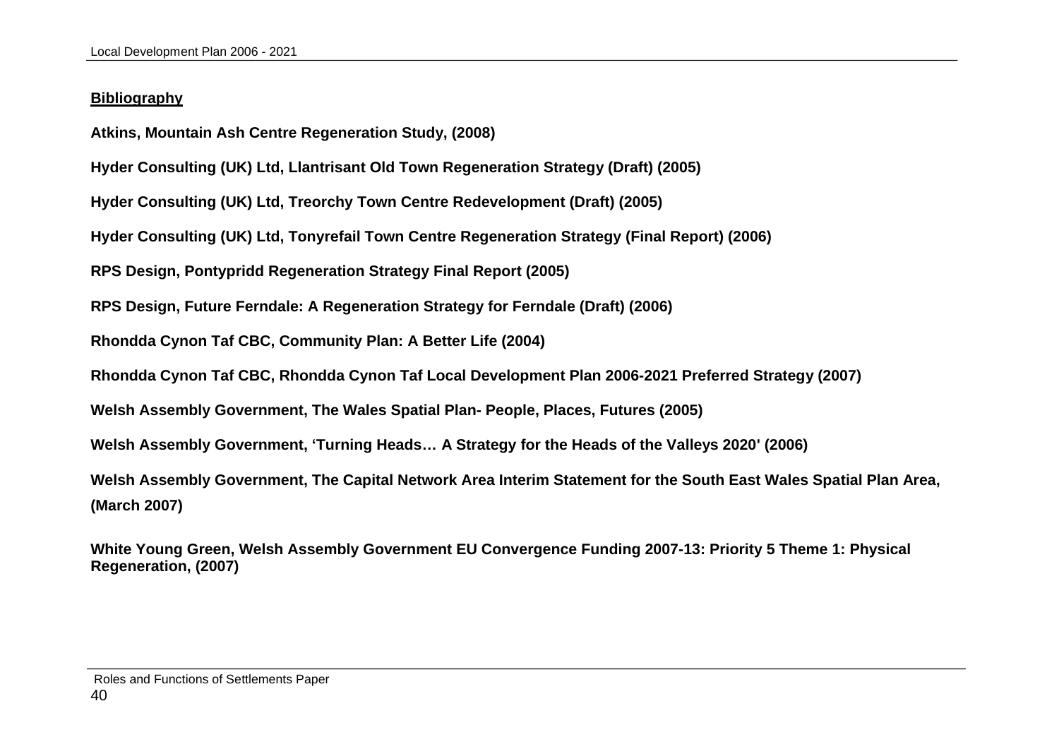## Bibliography

**Atkins, Mountain Ash Centre Regeneration Study, (2008)**

**Hyder Consulting (UK) Ltd, Llantrisant Old Town Regeneration Strategy (Draft) (2005)**

**Hyder Consulting (UK) Ltd, Treorchy Town Centre Redevelopment (Draft) (2005)**

**Hyder Consulting (UK) Ltd, Tonyrefail Town Centre Regeneration Strategy (Final Report) (2006)**

**RPS Design, Pontypridd Regeneration Strategy Final Report (2005)**

**RPS Design, Future Ferndale: A Regeneration Strategy for Ferndale (Draft) (2006)**

**Rhondda Cynon Taf CBC, Community Plan: A Better Life (2004)**

**Rhondda Cynon Taf CBC, Rhondda Cynon Taf Local Development Plan 2006-2021 Preferred Strategy (2007)**

**Welsh Assembly Government, The Wales Spatial Plan- People, Places, Futures (2005)**

**Welsh Assembly Government, 'Turning Heads… A Strategy for the Heads of the Valleys 2020' (2006)**

**Welsh Assembly Government, The Capital Network Area Interim Statement for the South East Wales Spatial Plan Area, (March 2007)**

**White Young Green, Welsh Assembly Government EU Convergence Funding 2007-13: Priority 5 Theme 1: Physical Regeneration, (2007)**